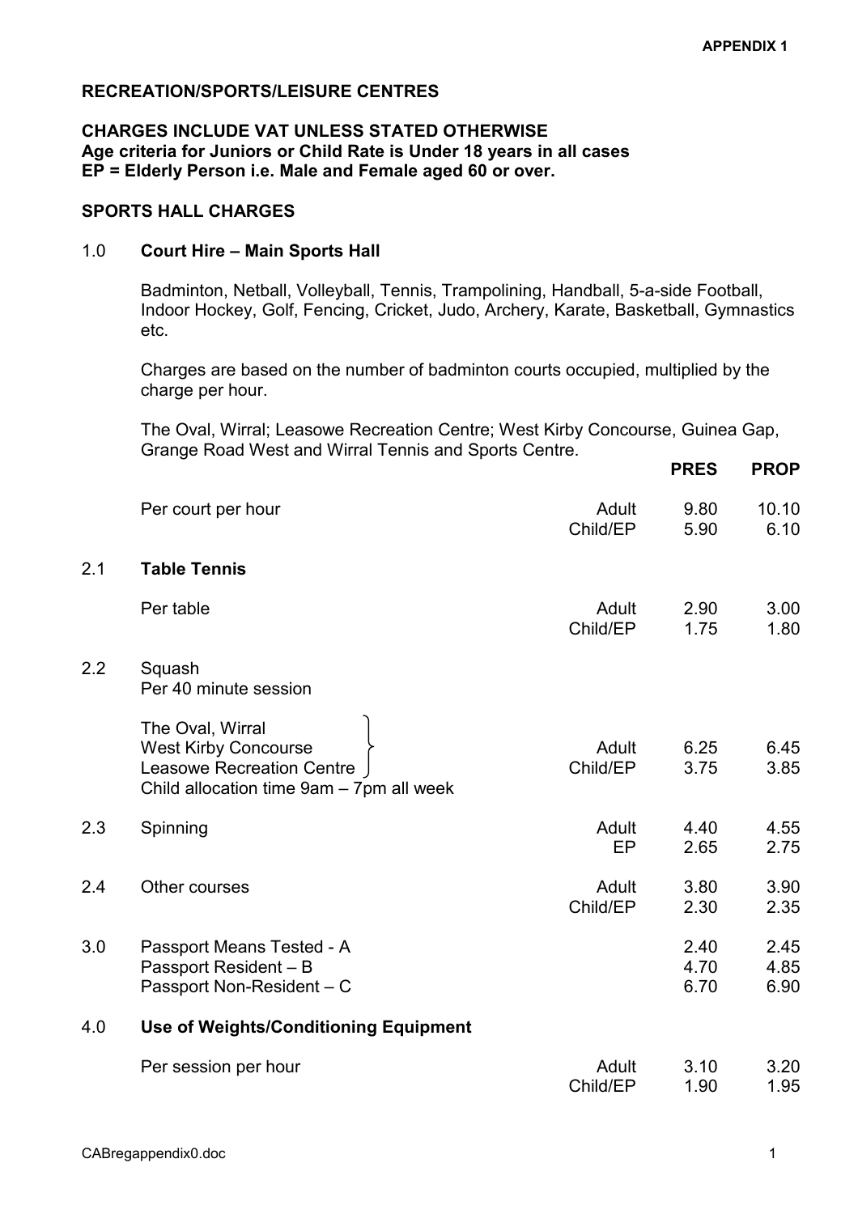APPENDIX 1

**RECREATION/SPORTS/LEISURE CENTRES**

**CHARGES INCLUDE VAT UNLESS STATED OTHERWISE**
**Age criteria for Juniors or Child Rate is Under 18 years in all cases**
**EP = Elderly Person i.e. Male and Female aged 60 or over.**

**SPORTS HALL CHARGES**

1.0 **Court Hire – Main Sports Hall**

Badminton, Netball, Volleyball, Tennis, Trampolining, Handball, 5-a-side Football, Indoor Hockey, Golf, Fencing, Cricket, Judo, Archery, Karate, Basketball, Gymnastics etc.

Charges are based on the number of badminton courts occupied, multiplied by the charge per hour.

The Oval, Wirral; Leasowe Recreation Centre; West Kirby Concourse, Guinea Gap, Grange Road West and Wirral Tennis and Sports Centre.

| | | | PRES | PROP |
|---|---|---|---|---|
| | Per court per hour | Adult | 9.80 | 10.10 |
| | | Child/EP | 5.90 | 6.10 |
| 2.1 | **Table Tennis** | | | |
| | Per table | Adult | 2.90 | 3.00 |
| | | Child/EP | 1.75 | 1.80 |
| 2.2 | Squash<br>Per 40 minute session | | | |
| | The Oval, Wirral<br>West Kirby Concourse<br>Leasowe Recreation Centre<br>Child allocation time 9am – 7pm all week | Adult | 6.25 | 6.45 |
| | | Child/EP | 3.75 | 3.85 |
| 2.3 | Spinning | Adult | 4.40 | 4.55 |
| | | EP | 2.65 | 2.75 |
| 2.4 | Other courses | Adult | 3.80 | 3.90 |
| | | Child/EP | 2.30 | 2.35 |
| 3.0 | Passport Means Tested - A | | 2.40 | 2.45 |
| | Passport Resident – B | | 4.70 | 4.85 |
| | Passport Non-Resident – C | | 6.70 | 6.90 |
| 4.0 | **Use of Weights/Conditioning Equipment** | | | |
| | Per session per hour | Adult | 3.10 | 3.20 |
| | | Child/EP | 1.90 | 1.95 |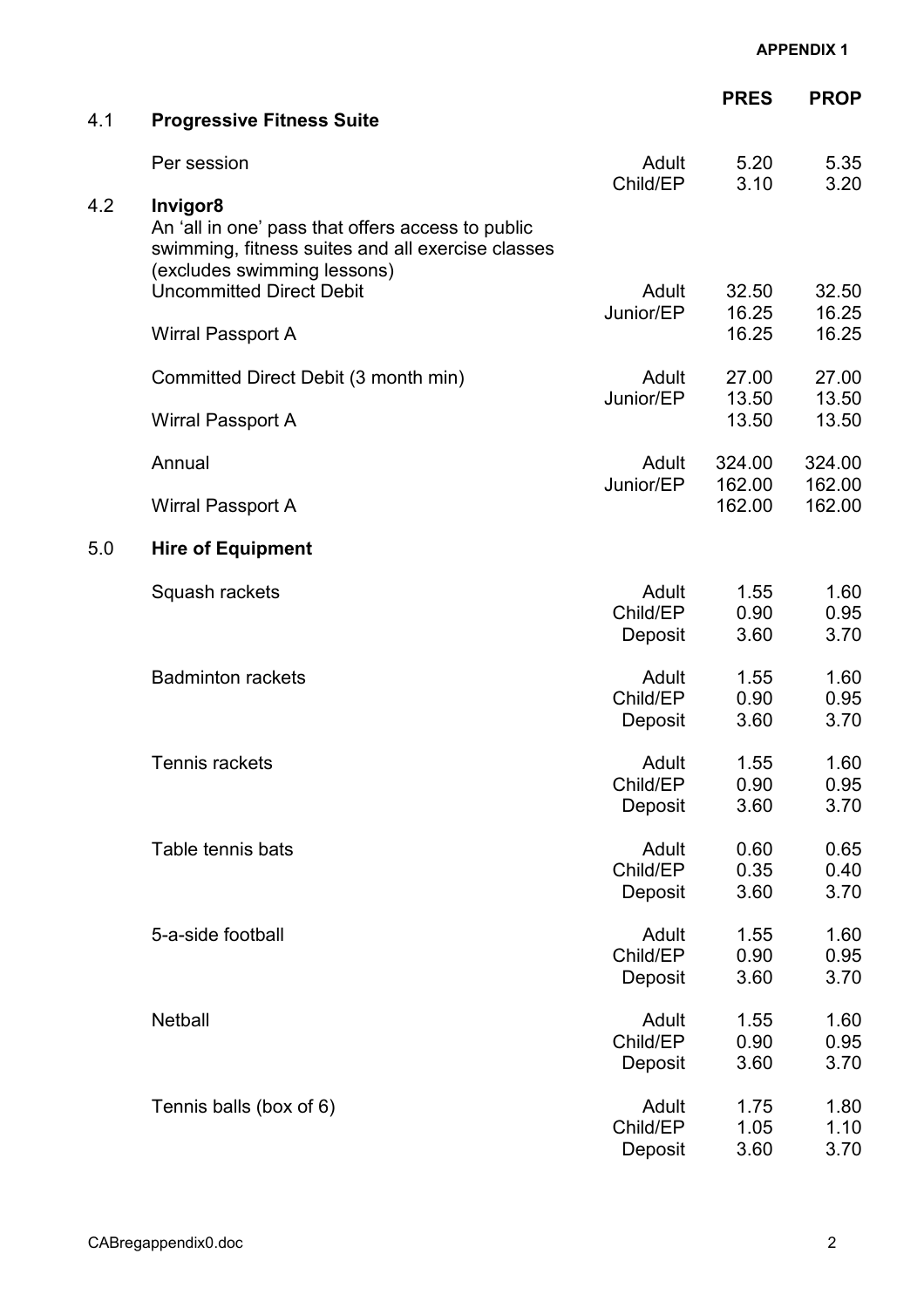**APPENDIX 1**

| | | | PRES | PROP |
|---|---|---|---|---|
| 4.1 | **Progressive Fitness Suite** | | | |
| | Per session | Adult | 5.20 | 5.35 |
| | | Child/EP | 3.10 | 3.20 |
| 4.2 | **Invigor8** An 'all in one' pass that offers access to public swimming, fitness suites and all exercise classes (excludes swimming lessons) | | | |
| | Uncommitted Direct Debit | Adult | 32.50 | 32.50 |
| | | Junior/EP | 16.25 | 16.25 |
| | Wirral Passport A | | 16.25 | 16.25 |
| | Committed Direct Debit (3 month min) | Adult | 27.00 | 27.00 |
| | | Junior/EP | 13.50 | 13.50 |
| | Wirral Passport A | | 13.50 | 13.50 |
| | Annual | Adult | 324.00 | 324.00 |
| | | Junior/EP | 162.00 | 162.00 |
| | Wirral Passport A | | 162.00 | 162.00 |
| 5.0 | **Hire of Equipment** | | | |
| | Squash rackets | Adult | 1.55 | 1.60 |
| | | Child/EP | 0.90 | 0.95 |
| | | Deposit | 3.60 | 3.70 |
| | Badminton rackets | Adult | 1.55 | 1.60 |
| | | Child/EP | 0.90 | 0.95 |
| | | Deposit | 3.60 | 3.70 |
| | Tennis rackets | Adult | 1.55 | 1.60 |
| | | Child/EP | 0.90 | 0.95 |
| | | Deposit | 3.60 | 3.70 |
| | Table tennis bats | Adult | 0.60 | 0.65 |
| | | Child/EP | 0.35 | 0.40 |
| | | Deposit | 3.60 | 3.70 |
| | 5-a-side football | Adult | 1.55 | 1.60 |
| | | Child/EP | 0.90 | 0.95 |
| | | Deposit | 3.60 | 3.70 |
| | Netball | Adult | 1.55 | 1.60 |
| | | Child/EP | 0.90 | 0.95 |
| | | Deposit | 3.60 | 3.70 |
| | Tennis balls (box of 6) | Adult | 1.75 | 1.80 |
| | | Child/EP | 1.05 | 1.10 |
| | | Deposit | 3.60 | 3.70 |

CABregappendix0.doc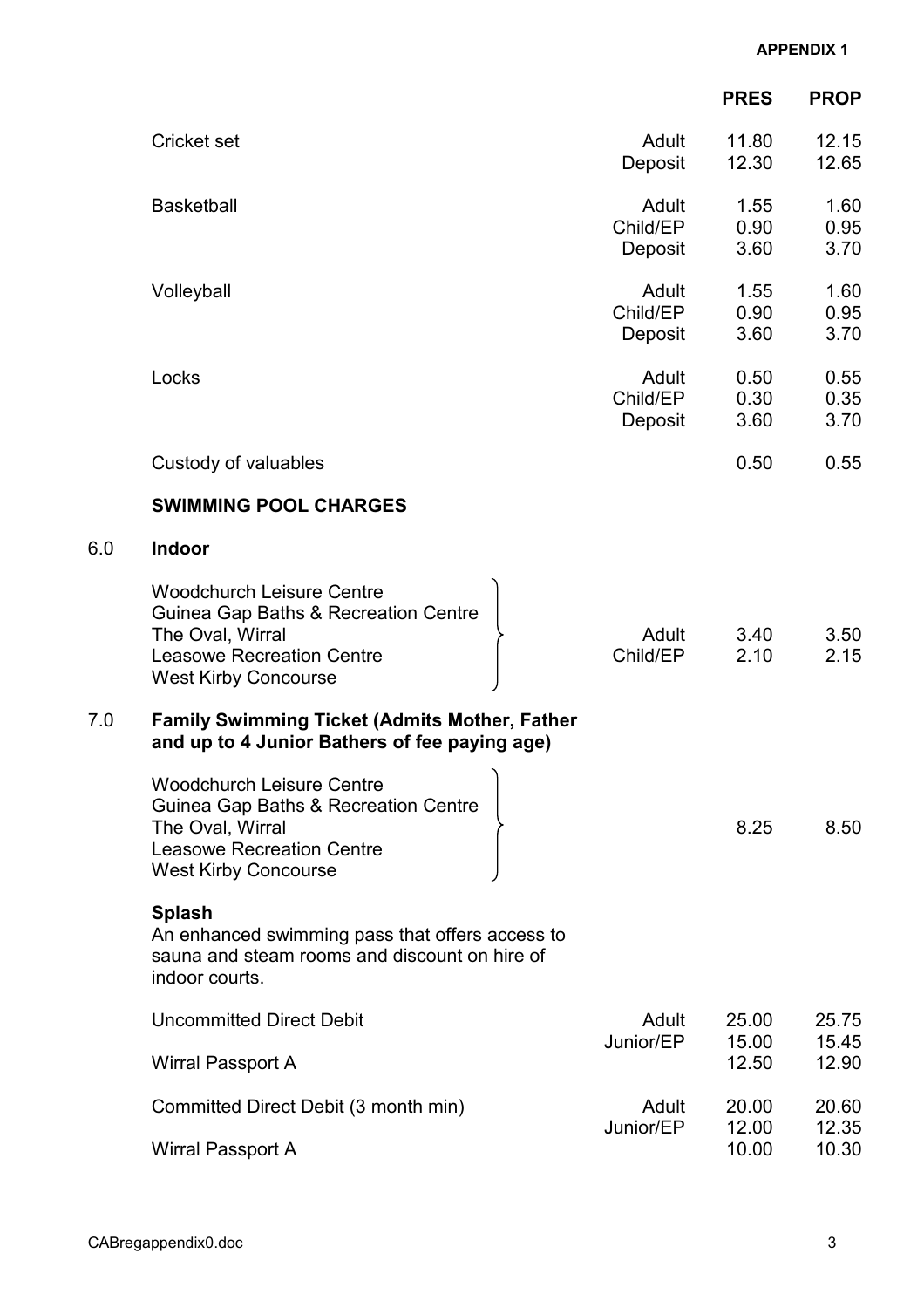APPENDIX 1

| | | PRES | PROP |
|---|---|---|---|
| Cricket set | Adult | 11.80 | 12.15 |
| | Deposit | 12.30 | 12.65 |
| Basketball | Adult | 1.55 | 1.60 |
| | Child/EP | 0.90 | 0.95 |
| | Deposit | 3.60 | 3.70 |
| Volleyball | Adult | 1.55 | 1.60 |
| | Child/EP | 0.90 | 0.95 |
| | Deposit | 3.60 | 3.70 |
| Locks | Adult | 0.50 | 0.55 |
| | Child/EP | 0.30 | 0.35 |
| | Deposit | 3.60 | 3.70 |
| Custody of valuables | | 0.50 | 0.55 |

**SWIMMING POOL CHARGES**

6.0 **Indoor**

| | | PRES | PROP |
|---|---|---|---|
| Woodchurch Leisure Centre, Guinea Gap Baths & Recreation Centre, The Oval, Wirral, Leasowe Recreation Centre, West Kirby Concourse | Adult | 3.40 | 3.50 |
| | Child/EP | 2.10 | 2.15 |

7.0 **Family Swimming Ticket (Admits Mother, Father and up to 4 Junior Bathers of fee paying age)**

| | | PRES | PROP |
|---|---|---|---|
| Woodchurch Leisure Centre, Guinea Gap Baths & Recreation Centre, The Oval, Wirral, Leasowe Recreation Centre, West Kirby Concourse | | 8.25 | 8.50 |

**Splash**

An enhanced swimming pass that offers access to sauna and steam rooms and discount on hire of indoor courts.

| | | PRES | PROP |
|---|---|---|---|
| Uncommitted Direct Debit | Adult | 25.00 | 25.75 |
| | Junior/EP | 15.00 | 15.45 |
| Wirral Passport A | | 12.50 | 12.90 |
| Committed Direct Debit (3 month min) | Adult | 20.00 | 20.60 |
| | Junior/EP | 12.00 | 12.35 |
| Wirral Passport A | | 10.00 | 10.30 |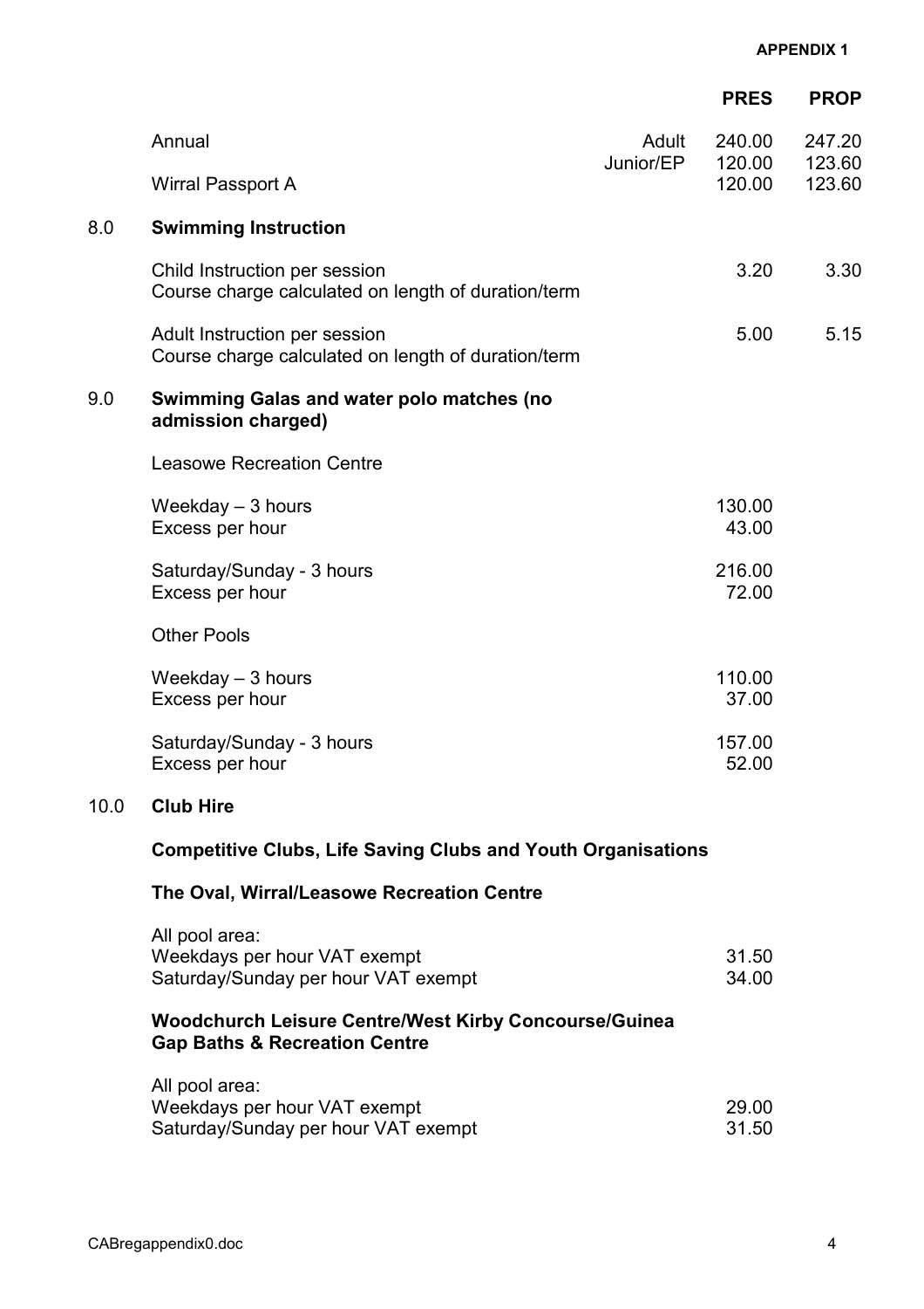**APPENDIX 1**

| | | | PRES | PROP |
|---|---|---|---|---|
| | Annual | Adult | 240.00 | 247.20 |
| | | Junior/EP | 120.00 | 123.60 |
| | Wirral Passport A | | 120.00 | 123.60 |
| **8.0** | **Swimming Instruction** | | | |
| | Child Instruction per session<br>Course charge calculated on length of duration/term | | 3.20 | 3.30 |
| | Adult Instruction per session<br>Course charge calculated on length of duration/term | | 5.00 | 5.15 |
| **9.0** | **Swimming Galas and water polo matches (no admission charged)** | | | |
| | Leasowe Recreation Centre | | | |
| | Weekday – 3 hours | | 130.00 | |
| | Excess per hour | | 43.00 | |
| | Saturday/Sunday - 3 hours | | 216.00 | |
| | Excess per hour | | 72.00 | |
| | Other Pools | | | |
| | Weekday – 3 hours | | 110.00 | |
| | Excess per hour | | 37.00 | |
| | Saturday/Sunday - 3 hours | | 157.00 | |
| | Excess per hour | | 52.00 | |
| **10.0** | **Club Hire** | | | |
| | **Competitive Clubs, Life Saving Clubs and Youth Organisations** | | | |
| | **The Oval, Wirral/Leasowe Recreation Centre** | | | |
| | All pool area: | | | |
| | Weekdays per hour VAT exempt | | 31.50 | |
| | Saturday/Sunday per hour VAT exempt | | 34.00 | |
| | **Woodchurch Leisure Centre/West Kirby Concourse/Guinea Gap Baths & Recreation Centre** | | | |
| | All pool area: | | | |
| | Weekdays per hour VAT exempt | | 29.00 | |
| | Saturday/Sunday per hour VAT exempt | | 31.50 | |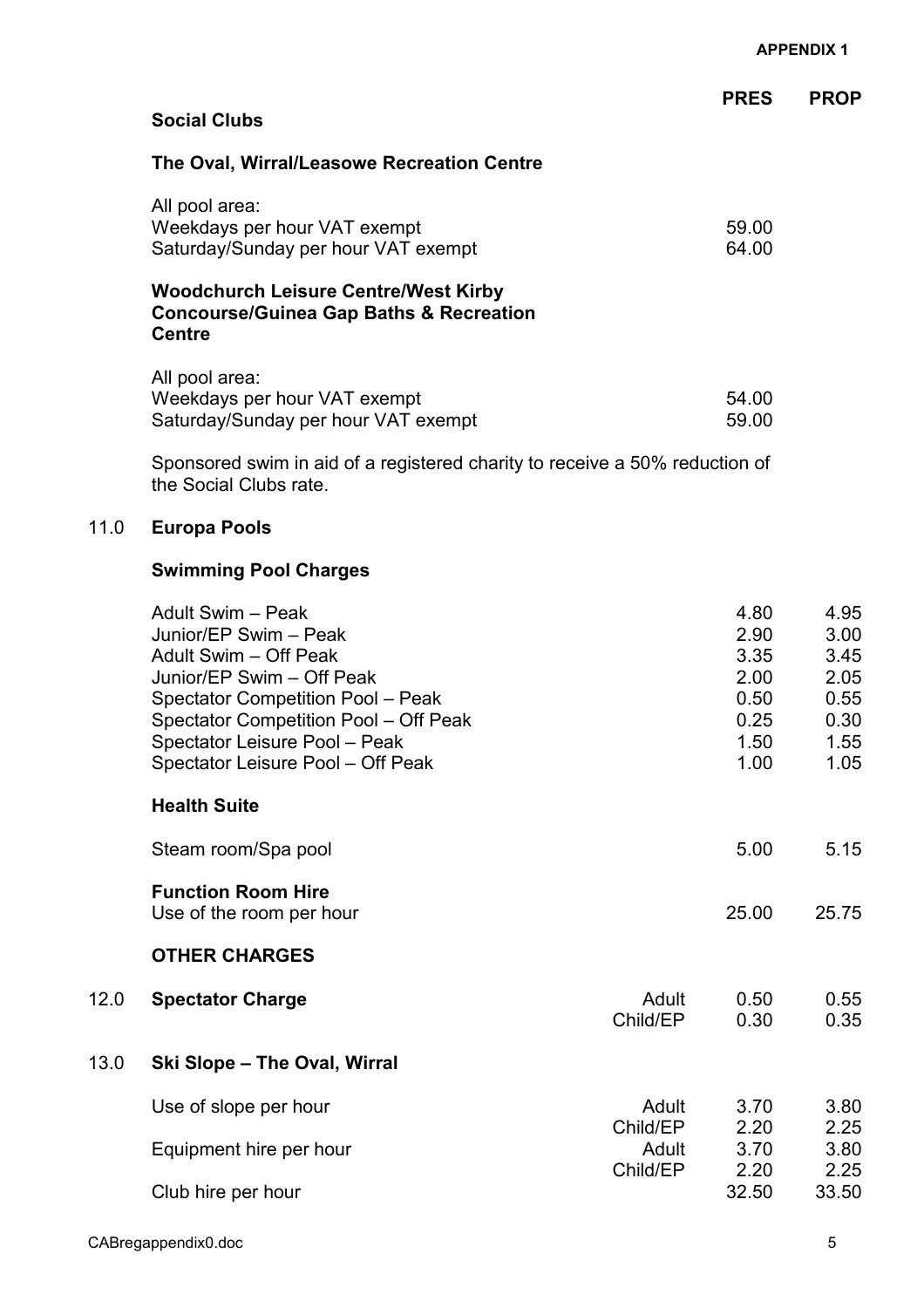APPENDIX 1

| | | | PRES | PROP |
|---|---|---|---|---|
| | **Social Clubs** | | | |
| | **The Oval, Wirral/Leasowe Recreation Centre** | | | |
| | All pool area: | | | |
| | Weekdays per hour VAT exempt | | 59.00 | |
| | Saturday/Sunday per hour VAT exempt | | 64.00 | |
| | **Woodchurch Leisure Centre/West Kirby Concourse/Guinea Gap Baths & Recreation Centre** | | | |
| | All pool area: | | | |
| | Weekdays per hour VAT exempt | | 54.00 | |
| | Saturday/Sunday per hour VAT exempt | | 59.00 | |

Sponsored swim in aid of a registered charity to receive a 50% reduction of the Social Clubs rate.

| | | | PRES | PROP |
|---|---|---|---|---|
| 11.0 | **Europa Pools** | | | |
| | **Swimming Pool Charges** | | | |
| | Adult Swim – Peak | | 4.80 | 4.95 |
| | Junior/EP Swim – Peak | | 2.90 | 3.00 |
| | Adult Swim – Off Peak | | 3.35 | 3.45 |
| | Junior/EP Swim – Off Peak | | 2.00 | 2.05 |
| | Spectator Competition Pool – Peak | | 0.50 | 0.55 |
| | Spectator Competition Pool – Off Peak | | 0.25 | 0.30 |
| | Spectator Leisure Pool – Peak | | 1.50 | 1.55 |
| | Spectator Leisure Pool – Off Peak | | 1.00 | 1.05 |
| | **Health Suite** | | | |
| | Steam room/Spa pool | | 5.00 | 5.15 |
| | **Function Room Hire** | | | |
| | Use of the room per hour | | 25.00 | 25.75 |
| | **OTHER CHARGES** | | | |
| 12.0 | **Spectator Charge** | Adult | 0.50 | 0.55 |
| | | Child/EP | 0.30 | 0.35 |
| 13.0 | **Ski Slope – The Oval, Wirral** | | | |
| | Use of slope per hour | Adult | 3.70 | 3.80 |
| | | Child/EP | 2.20 | 2.25 |
| | Equipment hire per hour | Adult | 3.70 | 3.80 |
| | | Child/EP | 2.20 | 2.25 |
| | Club hire per hour | | 32.50 | 33.50 |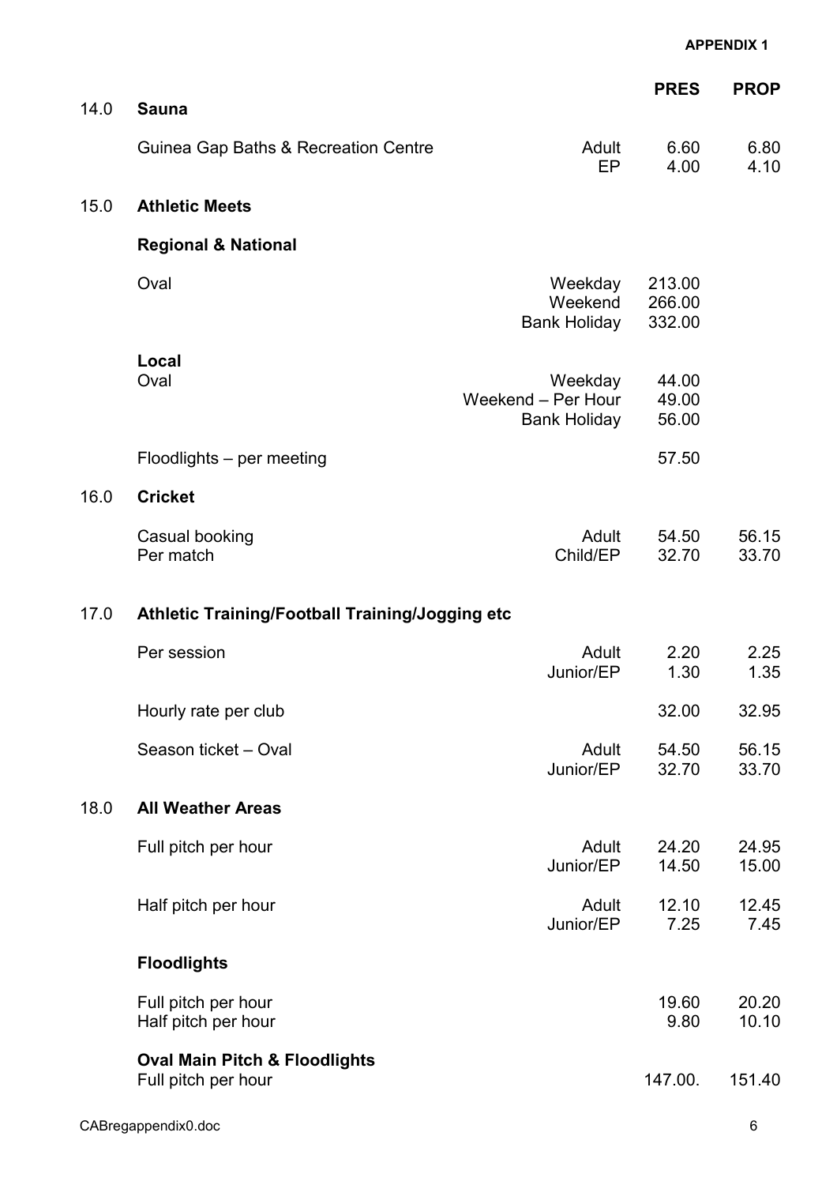**APPENDIX 1**

| | | | PRES | PROP |
|---|---|---|---|---|
| **14.0** | **Sauna** | | | |
| | Guinea Gap Baths & Recreation Centre | Adult | 6.60 | 6.80 |
| | | EP | 4.00 | 4.10 |
| **15.0** | **Athletic Meets** | | | |
| | **Regional & National** | | | |
| | Oval | Weekday | 213.00 | |
| | | Weekend | 266.00 | |
| | | Bank Holiday | 332.00 | |
| | **Local** | | | |
| | Oval | Weekday | 44.00 | |
| | | Weekend – Per Hour | 49.00 | |
| | | Bank Holiday | 56.00 | |
| | Floodlights – per meeting | | 57.50 | |
| **16.0** | **Cricket** | | | |
| | Casual booking | Adult | 54.50 | 56.15 |
| | Per match | Child/EP | 32.70 | 33.70 |
| **17.0** | **Athletic Training/Football Training/Jogging etc** | | | |
| | Per session | Adult | 2.20 | 2.25 |
| | | Junior/EP | 1.30 | 1.35 |
| | Hourly rate per club | | 32.00 | 32.95 |
| | Season ticket – Oval | Adult | 54.50 | 56.15 |
| | | Junior/EP | 32.70 | 33.70 |
| **18.0** | **All Weather Areas** | | | |
| | Full pitch per hour | Adult | 24.20 | 24.95 |
| | | Junior/EP | 14.50 | 15.00 |
| | Half pitch per hour | Adult | 12.10 | 12.45 |
| | | Junior/EP | 7.25 | 7.45 |
| | **Floodlights** | | | |
| | Full pitch per hour | | 19.60 | 20.20 |
| | Half pitch per hour | | 9.80 | 10.10 |
| | **Oval Main Pitch & Floodlights** | | | |
| | Full pitch per hour | | 147.00. | 151.40 |

CABregappendix0.doc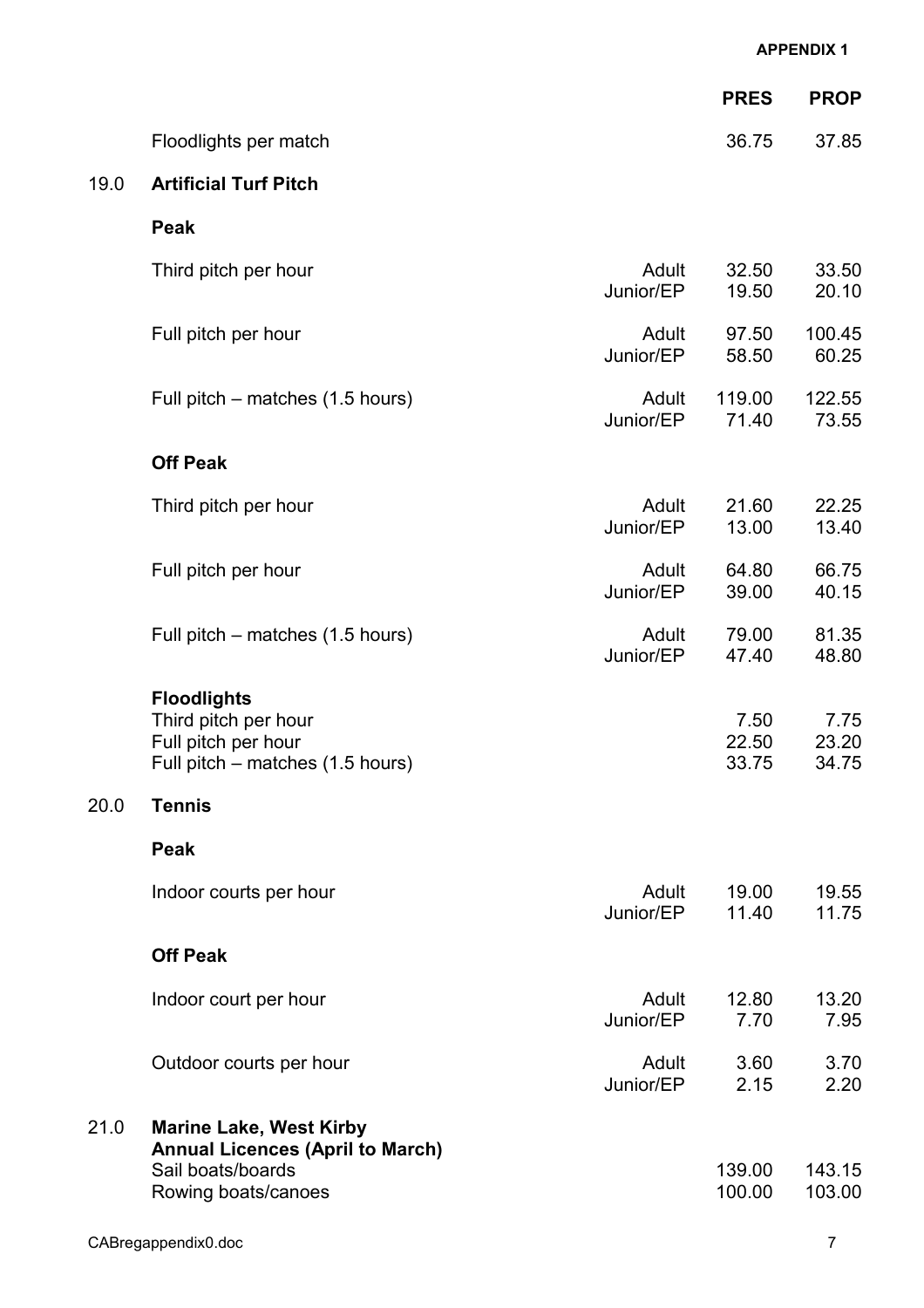**APPENDIX 1**

| | | | PRES | PROP |
|---|---|---|---|---|
| | Floodlights per match | | 36.75 | 37.85 |
| 19.0 | **Artificial Turf Pitch** | | | |
| | **Peak** | | | |
| | Third pitch per hour | Adult | 32.50 | 33.50 |
| | | Junior/EP | 19.50 | 20.10 |
| | Full pitch per hour | Adult | 97.50 | 100.45 |
| | | Junior/EP | 58.50 | 60.25 |
| | Full pitch – matches (1.5 hours) | Adult | 119.00 | 122.55 |
| | | Junior/EP | 71.40 | 73.55 |
| | **Off Peak** | | | |
| | Third pitch per hour | Adult | 21.60 | 22.25 |
| | | Junior/EP | 13.00 | 13.40 |
| | Full pitch per hour | Adult | 64.80 | 66.75 |
| | | Junior/EP | 39.00 | 40.15 |
| | Full pitch – matches (1.5 hours) | Adult | 79.00 | 81.35 |
| | | Junior/EP | 47.40 | 48.80 |
| | **Floodlights** | | | |
| | Third pitch per hour | | 7.50 | 7.75 |
| | Full pitch per hour | | 22.50 | 23.20 |
| | Full pitch – matches (1.5 hours) | | 33.75 | 34.75 |
| 20.0 | **Tennis** | | | |
| | **Peak** | | | |
| | Indoor courts per hour | Adult | 19.00 | 19.55 |
| | | Junior/EP | 11.40 | 11.75 |
| | **Off Peak** | | | |
| | Indoor court per hour | Adult | 12.80 | 13.20 |
| | | Junior/EP | 7.70 | 7.95 |
| | Outdoor courts per hour | Adult | 3.60 | 3.70 |
| | | Junior/EP | 2.15 | 2.20 |
| 21.0 | **Marine Lake, West Kirby** | | | |
| | **Annual Licences (April to March)** | | | |
| | Sail boats/boards | | 139.00 | 143.15 |
| | Rowing boats/canoes | | 100.00 | 103.00 |

CABregappendix0.doc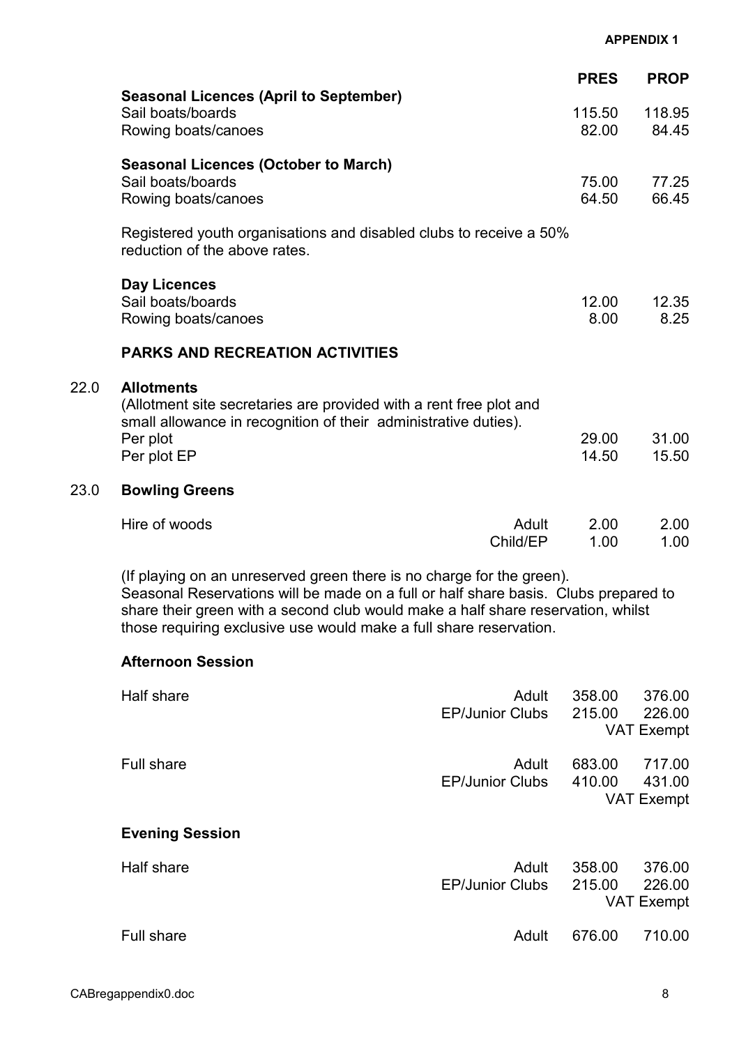**APPENDIX 1**

| | | PRES | PROP |
|---|---|---|---|
| **Seasonal Licences (April to September)** | | | |
| Sail boats/boards | | 115.50 | 118.95 |
| Rowing boats/canoes | | 82.00 | 84.45 |
| **Seasonal Licences (October to March)** | | | |
| Sail boats/boards | | 75.00 | 77.25 |
| Rowing boats/canoes | | 64.50 | 66.45 |

Registered youth organisations and disabled clubs to receive a 50% reduction of the above rates.

| | | | |
|---|---|---|---|
| **Day Licences** | | | |
| Sail boats/boards | | 12.00 | 12.35 |
| Rowing boats/canoes | | 8.00 | 8.25 |

**PARKS AND RECREATION ACTIVITIES**

22.0 **Allotments**

(Allotment site secretaries are provided with a rent free plot and small allowance in recognition of their administrative duties).

| | | | |
|---|---|---|---|
| Per plot | | 29.00 | 31.00 |
| Per plot EP | | 14.50 | 15.50 |

23.0 **Bowling Greens**

| | | | |
|---|---|---|---|
| Hire of woods | Adult | 2.00 | 2.00 |
| | Child/EP | 1.00 | 1.00 |

(If playing on an unreserved green there is no charge for the green). Seasonal Reservations will be made on a full or half share basis. Clubs prepared to share their green with a second club would make a half share reservation, whilst those requiring exclusive use would make a full share reservation.

| | | | |
|---|---|---|---|
| **Afternoon Session** | | | |
| Half share | Adult | 358.00 | 376.00 |
| | EP/Junior Clubs | 215.00 | 226.00 |
| | | | VAT Exempt |
| Full share | Adult | 683.00 | 717.00 |
| | EP/Junior Clubs | 410.00 | 431.00 |
| | | | VAT Exempt |
| **Evening Session** | | | |
| Half share | Adult | 358.00 | 376.00 |
| | EP/Junior Clubs | 215.00 | 226.00 |
| | | | VAT Exempt |
| Full share | Adult | 676.00 | 710.00 |

CABregappendix0.doc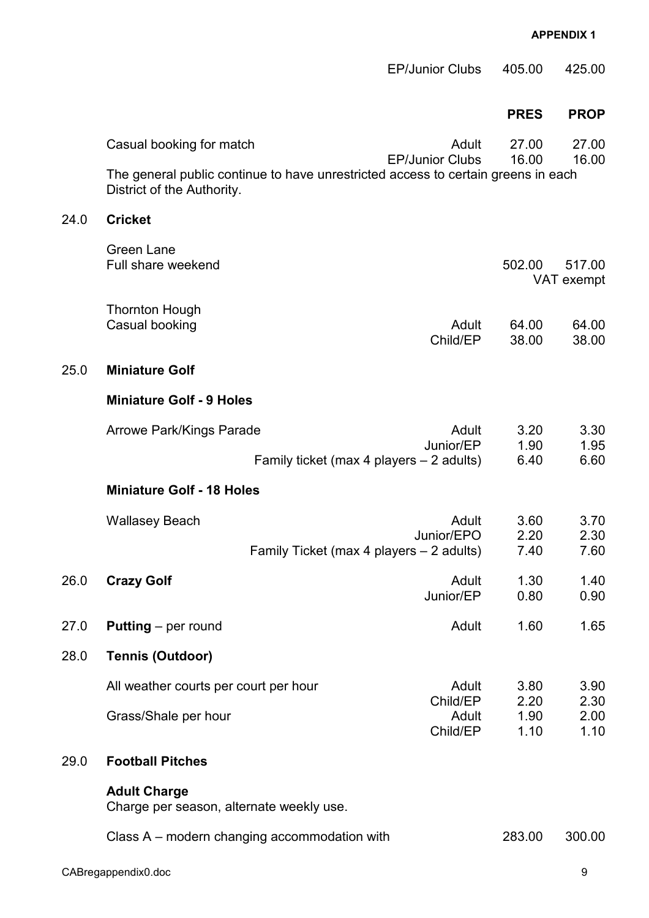| | | | PRES | PROP |
|---|---|---|---|---|
| | | EP/Junior Clubs | 405.00 | 425.00 |
| | | | **PRES** | **PROP** |
| | Casual booking for match | Adult | 27.00 | 27.00 |
| | | EP/Junior Clubs | 16.00 | 16.00 |

The general public continue to have unrestricted access to certain greens in each District of the Authority.

## 24.0 Cricket

| | | PRES | PROP |
|---|---|---|---|
| Green Lane<br>Full share weekend | | 502.00 | 517.00<br>VAT exempt |
| Thornton Hough<br>Casual booking | Adult | 64.00 | 64.00 |
| | Child/EP | 38.00 | 38.00 |

## 25.0 Miniature Golf

### Miniature Golf - 9 Holes

| | | PRES | PROP |
|---|---|---|---|
| Arrowe Park/Kings Parade | Adult | 3.20 | 3.30 |
| | Junior/EP | 1.90 | 1.95 |
| | Family ticket (max 4 players – 2 adults) | 6.40 | 6.60 |

### Miniature Golf - 18 Holes

| | | PRES | PROP |
|---|---|---|---|
| Wallasey Beach | Adult | 3.60 | 3.70 |
| | Junior/EPO | 2.20 | 2.30 |
| | Family Ticket (max 4 players – 2 adults) | 7.40 | 7.60 |

| | | | PRES | PROP |
|---|---|---|---|---|
| 26.0 | **Crazy Golf** | Adult | 1.30 | 1.40 |
| | | Junior/EP | 0.80 | 0.90 |
| 27.0 | **Putting** – per round | Adult | 1.60 | 1.65 |

## 28.0 Tennis (Outdoor)

| | | PRES | PROP |
|---|---|---|---|
| All weather courts per court per hour | Adult | 3.80 | 3.90 |
| | Child/EP | 2.20 | 2.30 |
| Grass/Shale per hour | Adult | 1.90 | 2.00 |
| | Child/EP | 1.10 | 1.10 |

## 29.0 Football Pitches

**Adult Charge**
Charge per season, alternate weekly use.

| | PRES | PROP |
|---|---|---|
| Class A – modern changing accommodation with | 283.00 | 300.00 |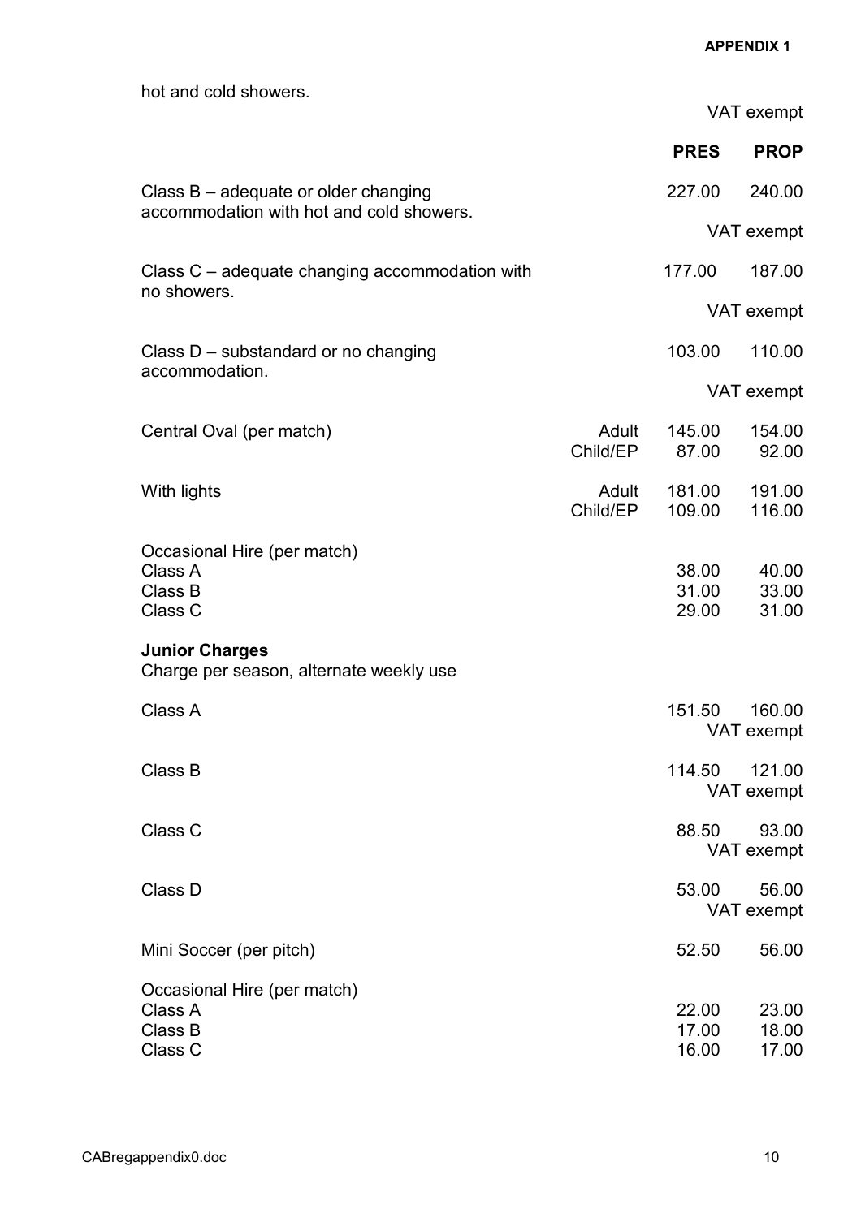hot and cold showers.

| | | PRES | PROP |
|---|---|---|---|
| | | | VAT exempt |
| Class B – adequate or older changing accommodation with hot and cold showers. | | 227.00 | 240.00 |
| | | | VAT exempt |
| Class C – adequate changing accommodation with no showers. | | 177.00 | 187.00 |
| | | | VAT exempt |
| Class D – substandard or no changing accommodation. | | 103.00 | 110.00 |
| | | | VAT exempt |
| Central Oval (per match) | Adult | 145.00 | 154.00 |
| | Child/EP | 87.00 | 92.00 |
| With lights | Adult | 181.00 | 191.00 |
| | Child/EP | 109.00 | 116.00 |
| Occasional Hire (per match) | | | |
| Class A | | 38.00 | 40.00 |
| Class B | | 31.00 | 33.00 |
| Class C | | 29.00 | 31.00 |
| **Junior Charges** | | | |
| Charge per season, alternate weekly use | | | |
| Class A | | 151.50 | 160.00 VAT exempt |
| Class B | | 114.50 | 121.00 VAT exempt |
| Class C | | 88.50 | 93.00 VAT exempt |
| Class D | | 53.00 | 56.00 VAT exempt |
| Mini Soccer (per pitch) | | 52.50 | 56.00 |
| Occasional Hire (per match) | | | |
| Class A | | 22.00 | 23.00 |
| Class B | | 17.00 | 18.00 |
| Class C | | 16.00 | 17.00 |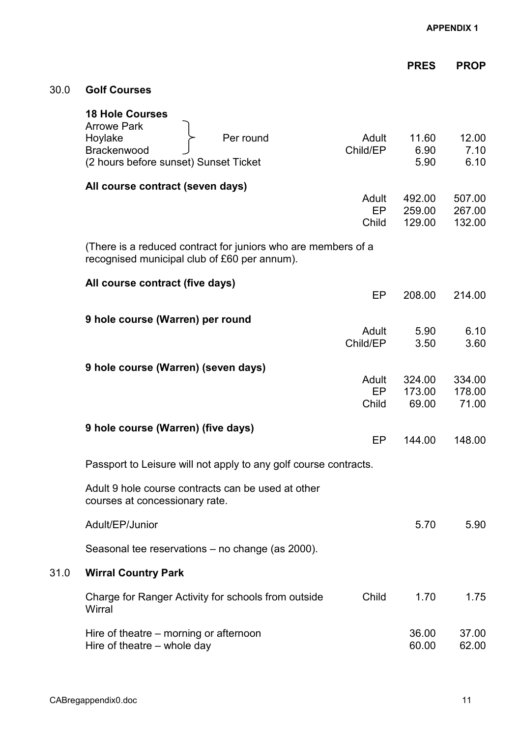**APPENDIX 1**

| | | | PRES | PROP |
|---|---|---|---|---|
| **30.0** | **Golf Courses** | | | |
| | **18 Hole Courses** | | | |
| | Arrowe Park / Hoylake / Brackenwood — Per round | Adult | 11.60 | 12.00 |
| | | Child/EP | 6.90 | 7.10 |
| | (2 hours before sunset) Sunset Ticket | | 5.90 | 6.10 |
| | **All course contract (seven days)** | Adult | 492.00 | 507.00 |
| | | EP | 259.00 | 267.00 |
| | | Child | 129.00 | 132.00 |
| | (There is a reduced contract for juniors who are members of a recognised municipal club of £60 per annum). | | | |
| | **All course contract (five days)** | EP | 208.00 | 214.00 |
| | **9 hole course (Warren) per round** | Adult | 5.90 | 6.10 |
| | | Child/EP | 3.50 | 3.60 |
| | **9 hole course (Warren) (seven days)** | Adult | 324.00 | 334.00 |
| | | EP | 173.00 | 178.00 |
| | | Child | 69.00 | 71.00 |
| | **9 hole course (Warren) (five days)** | EP | 144.00 | 148.00 |
| | Passport to Leisure will not apply to any golf course contracts. | | | |
| | Adult 9 hole course contracts can be used at other courses at concessionary rate. | | | |
| | Adult/EP/Junior | | 5.70 | 5.90 |
| | Seasonal tee reservations – no change (as 2000). | | | |
| **31.0** | **Wirral Country Park** | | | |
| | Charge for Ranger Activity for schools from outside Wirral | Child | 1.70 | 1.75 |
| | Hire of theatre – morning or afternoon | | 36.00 | 37.00 |
| | Hire of theatre – whole day | | 60.00 | 62.00 |

CABregappendix0.doc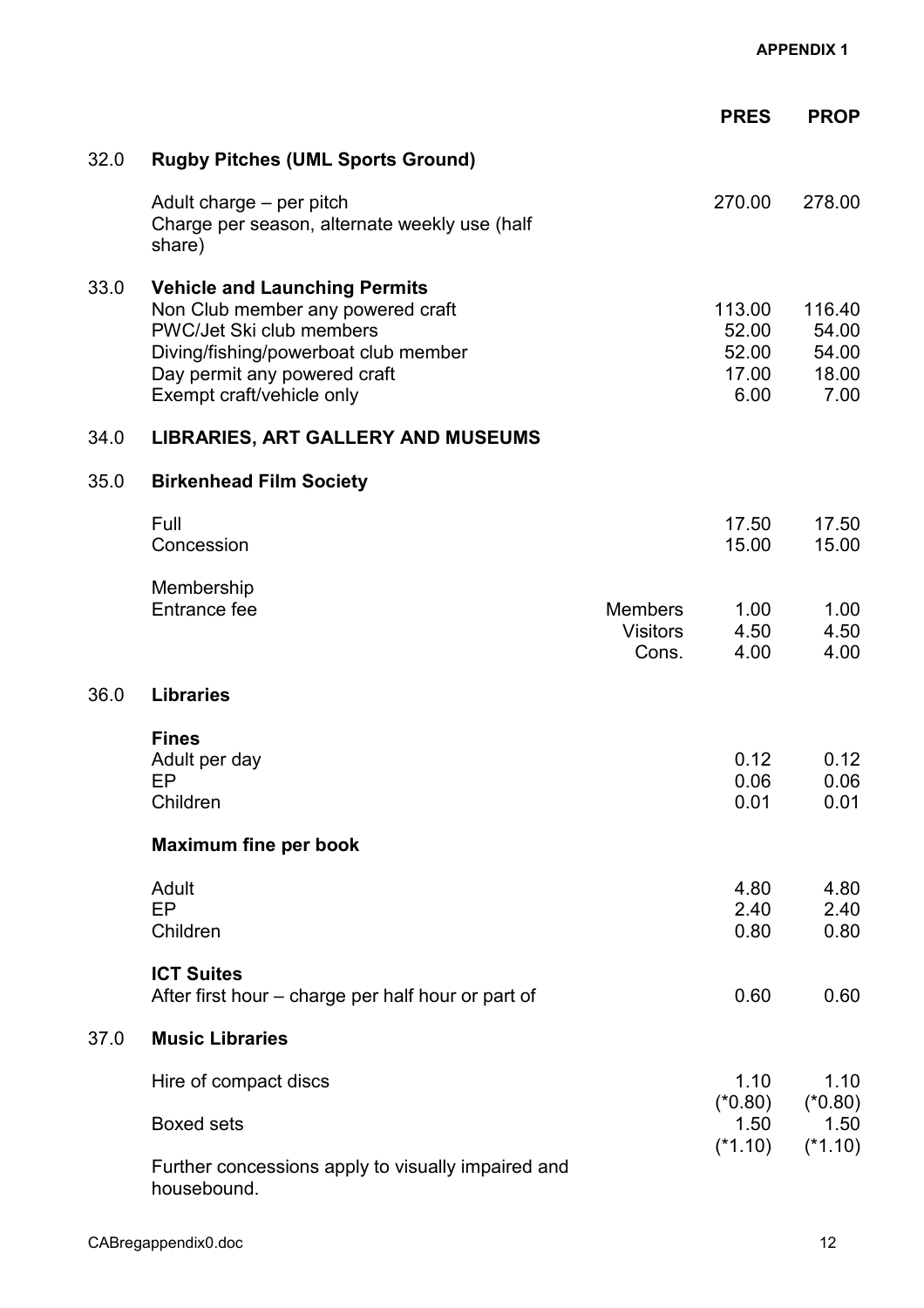APPENDIX 1

| | | | PRES | PROP |
|---|---|---|---|---|
| 32.0 | **Rugby Pitches (UML Sports Ground)** | | | |
| | Adult charge – per pitch<br>Charge per season, alternate weekly use (half share) | | 270.00 | 278.00 |
| 33.0 | **Vehicle and Launching Permits** | | | |
| | Non Club member any powered craft | | 113.00 | 116.40 |
| | PWC/Jet Ski club members | | 52.00 | 54.00 |
| | Diving/fishing/powerboat club member | | 52.00 | 54.00 |
| | Day permit any powered craft | | 17.00 | 18.00 |
| | Exempt craft/vehicle only | | 6.00 | 7.00 |
| 34.0 | **LIBRARIES, ART GALLERY AND MUSEUMS** | | | |
| 35.0 | **Birkenhead Film Society** | | | |
| | Full | | 17.50 | 17.50 |
| | Concession | | 15.00 | 15.00 |
| | Membership | | | |
| | Entrance fee | Members | 1.00 | 1.00 |
| | | Visitors | 4.50 | 4.50 |
| | | Cons. | 4.00 | 4.00 |
| 36.0 | **Libraries** | | | |
| | **Fines** | | | |
| | Adult per day | | 0.12 | 0.12 |
| | EP | | 0.06 | 0.06 |
| | Children | | 0.01 | 0.01 |
| | **Maximum fine per book** | | | |
| | Adult | | 4.80 | 4.80 |
| | EP | | 2.40 | 2.40 |
| | Children | | 0.80 | 0.80 |
| | **ICT Suites** | | | |
| | After first hour – charge per half hour or part of | | 0.60 | 0.60 |
| 37.0 | **Music Libraries** | | | |
| | Hire of compact discs | | 1.10<br>(*0.80) | 1.10<br>(*0.80) |
| | Boxed sets | | 1.50<br>(*1.10) | 1.50<br>(*1.10) |
| | Further concessions apply to visually impaired and housebound. | | | |

CABregappendix0.doc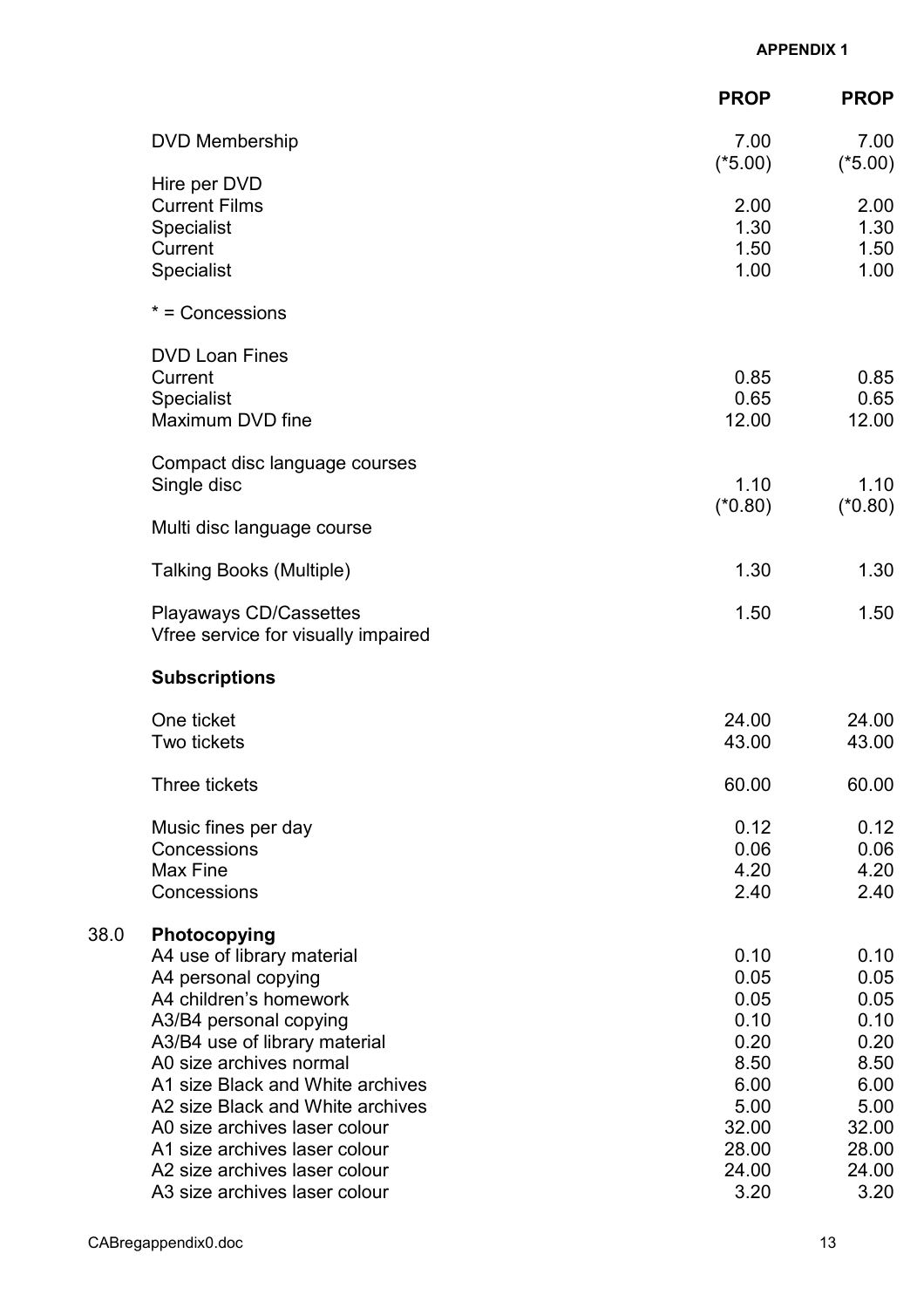**APPENDIX 1**

| | | PROP | PROP |
|---|---|---|---|
| | DVD Membership | 7.00<br>(*5.00) | 7.00<br>(*5.00) |
| | Hire per DVD | | |
| | Current Films | 2.00 | 2.00 |
| | Specialist | 1.30 | 1.30 |
| | Current | 1.50 | 1.50 |
| | Specialist | 1.00 | 1.00 |
| | * = Concessions | | |
| | DVD Loan Fines | | |
| | Current | 0.85 | 0.85 |
| | Specialist | 0.65 | 0.65 |
| | Maximum DVD fine | 12.00 | 12.00 |
| | Compact disc language courses | | |
| | Single disc | 1.10<br>(*0.80) | 1.10<br>(*0.80) |
| | Multi disc language course | | |
| | Talking Books (Multiple) | 1.30 | 1.30 |
| | Playaways CD/Cassettes<br>Vfree service for visually impaired | 1.50 | 1.50 |
| | **Subscriptions** | | |
| | One ticket | 24.00 | 24.00 |
| | Two tickets | 43.00 | 43.00 |
| | Three tickets | 60.00 | 60.00 |
| | Music fines per day | 0.12 | 0.12 |
| | Concessions | 0.06 | 0.06 |
| | Max Fine | 4.20 | 4.20 |
| | Concessions | 2.40 | 2.40 |
| 38.0 | **Photocopying** | | |
| | A4 use of library material | 0.10 | 0.10 |
| | A4 personal copying | 0.05 | 0.05 |
| | A4 children's homework | 0.05 | 0.05 |
| | A3/B4 personal copying | 0.10 | 0.10 |
| | A3/B4 use of library material | 0.20 | 0.20 |
| | A0 size archives normal | 8.50 | 8.50 |
| | A1 size Black and White archives | 6.00 | 6.00 |
| | A2 size Black and White archives | 5.00 | 5.00 |
| | A0 size archives laser colour | 32.00 | 32.00 |
| | A1 size archives laser colour | 28.00 | 28.00 |
| | A2 size archives laser colour | 24.00 | 24.00 |
| | A3 size archives laser colour | 3.20 | 3.20 |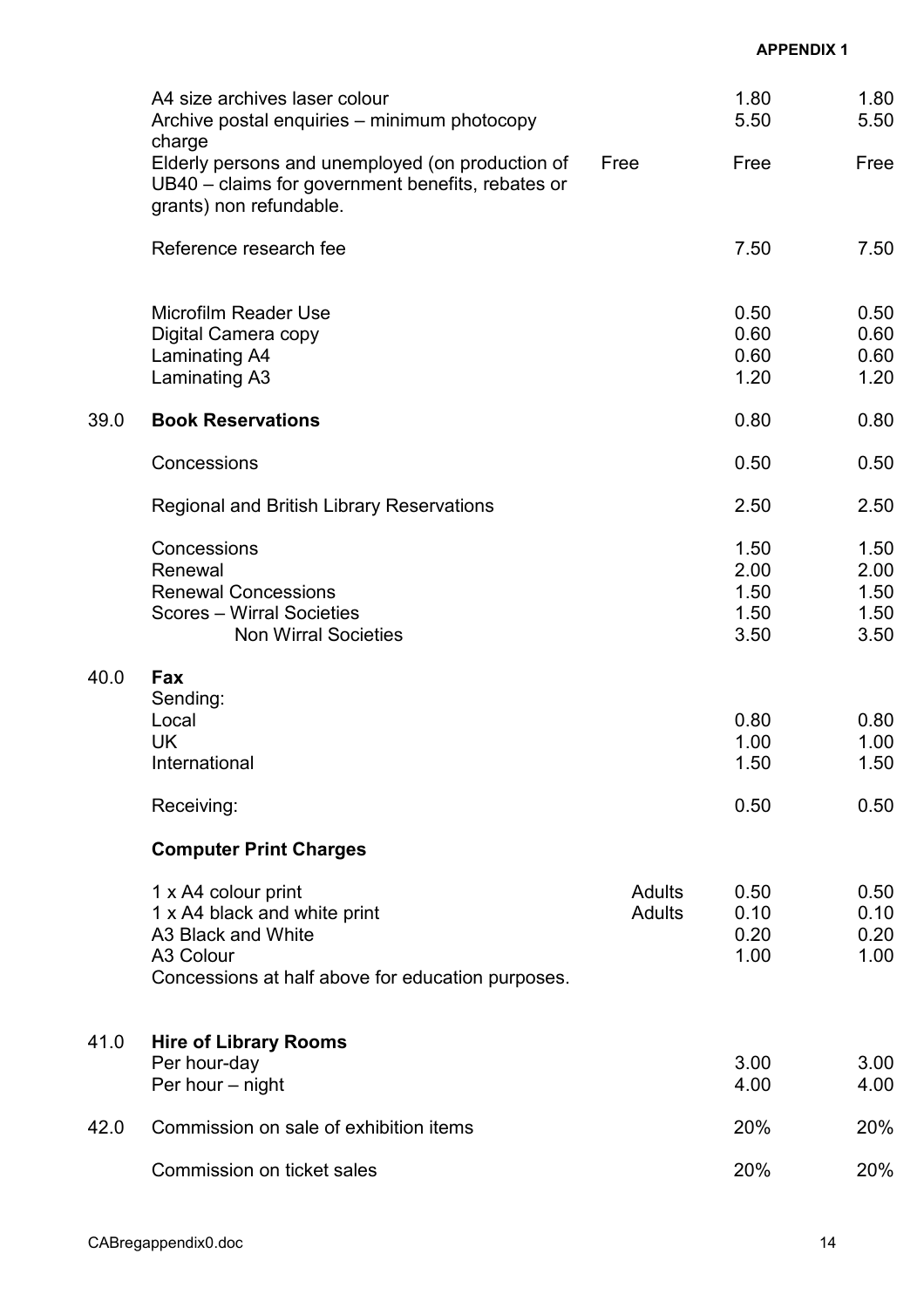APPENDIX 1

| | | | | |
|---|---|---|---|---|
| | A4 size archives laser colour | | 1.80 | 1.80 |
| | Archive postal enquiries – minimum photocopy charge | | 5.50 | 5.50 |
| | Elderly persons and unemployed (on production of UB40 – claims for government benefits, rebates or grants) non refundable. | Free | Free | Free |
| | Reference research fee | | 7.50 | 7.50 |
| | Microfilm Reader Use | | 0.50 | 0.50 |
| | Digital Camera copy | | 0.60 | 0.60 |
| | Laminating A4 | | 0.60 | 0.60 |
| | Laminating A3 | | 1.20 | 1.20 |
| 39.0 | **Book Reservations** | | 0.80 | 0.80 |
| | Concessions | | 0.50 | 0.50 |
| | Regional and British Library Reservations | | 2.50 | 2.50 |
| | Concessions | | 1.50 | 1.50 |
| | Renewal | | 2.00 | 2.00 |
| | Renewal Concessions | | 1.50 | 1.50 |
| | Scores – Wirral Societies | | 1.50 | 1.50 |
| | Non Wirral Societies | | 3.50 | 3.50 |
| 40.0 | **Fax** | | | |
| | Sending: | | | |
| | Local | | 0.80 | 0.80 |
| | UK | | 1.00 | 1.00 |
| | International | | 1.50 | 1.50 |
| | Receiving: | | 0.50 | 0.50 |
| | **Computer Print Charges** | | | |
| | 1 x A4 colour print | Adults | 0.50 | 0.50 |
| | 1 x A4 black and white print | Adults | 0.10 | 0.10 |
| | A3 Black and White | | 0.20 | 0.20 |
| | A3 Colour | | 1.00 | 1.00 |
| | Concessions at half above for education purposes. | | | |
| 41.0 | **Hire of Library Rooms** | | | |
| | Per hour-day | | 3.00 | 3.00 |
| | Per hour – night | | 4.00 | 4.00 |
| 42.0 | Commission on sale of exhibition items | | 20% | 20% |
| | Commission on ticket sales | | 20% | 20% |

CABregappendix0.doc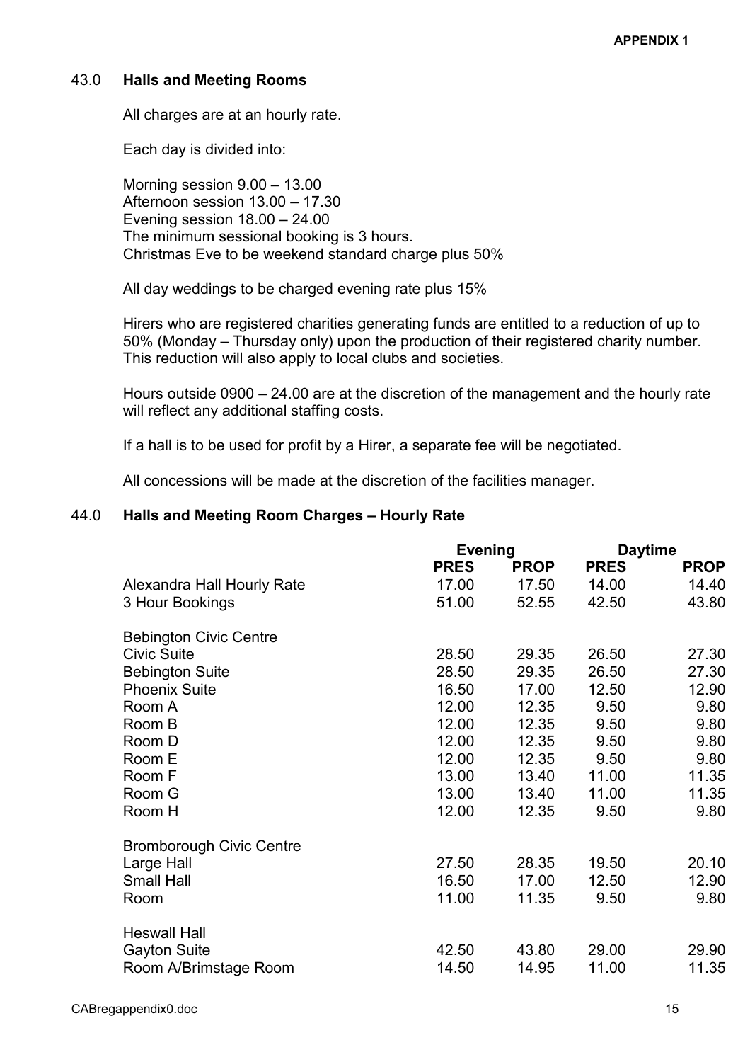APPENDIX 1

## 43.0 Halls and Meeting Rooms

All charges are at an hourly rate.

Each day is divided into:

Morning session 9.00 – 13.00
Afternoon session 13.00 – 17.30
Evening session 18.00 – 24.00
The minimum sessional booking is 3 hours.
Christmas Eve to be weekend standard charge plus 50%

All day weddings to be charged evening rate plus 15%

Hirers who are registered charities generating funds are entitled to a reduction of up to 50% (Monday – Thursday only) upon the production of their registered charity number. This reduction will also apply to local clubs and societies.

Hours outside 0900 – 24.00 are at the discretion of the management and the hourly rate will reflect any additional staffing costs.

If a hall is to be used for profit by a Hirer, a separate fee will be negotiated.

All concessions will be made at the discretion of the facilities manager.

## 44.0 Halls and Meeting Room Charges – Hourly Rate

| | Evening | | Daytime | |
|---|---|---|---|---|
| | **PRES** | **PROP** | **PRES** | **PROP** |
| Alexandra Hall Hourly Rate | 17.00 | 17.50 | 14.00 | 14.40 |
| 3 Hour Bookings | 51.00 | 52.55 | 42.50 | 43.80 |
| Bebington Civic Centre | | | | |
| Civic Suite | 28.50 | 29.35 | 26.50 | 27.30 |
| Bebington Suite | 28.50 | 29.35 | 26.50 | 27.30 |
| Phoenix Suite | 16.50 | 17.00 | 12.50 | 12.90 |
| Room A | 12.00 | 12.35 | 9.50 | 9.80 |
| Room B | 12.00 | 12.35 | 9.50 | 9.80 |
| Room D | 12.00 | 12.35 | 9.50 | 9.80 |
| Room E | 12.00 | 12.35 | 9.50 | 9.80 |
| Room F | 13.00 | 13.40 | 11.00 | 11.35 |
| Room G | 13.00 | 13.40 | 11.00 | 11.35 |
| Room H | 12.00 | 12.35 | 9.50 | 9.80 |
| Bromborough Civic Centre | | | | |
| Large Hall | 27.50 | 28.35 | 19.50 | 20.10 |
| Small Hall | 16.50 | 17.00 | 12.50 | 12.90 |
| Room | 11.00 | 11.35 | 9.50 | 9.80 |
| Heswall Hall | | | | |
| Gayton Suite | 42.50 | 43.80 | 29.00 | 29.90 |
| Room A/Brimstage Room | 14.50 | 14.95 | 11.00 | 11.35 |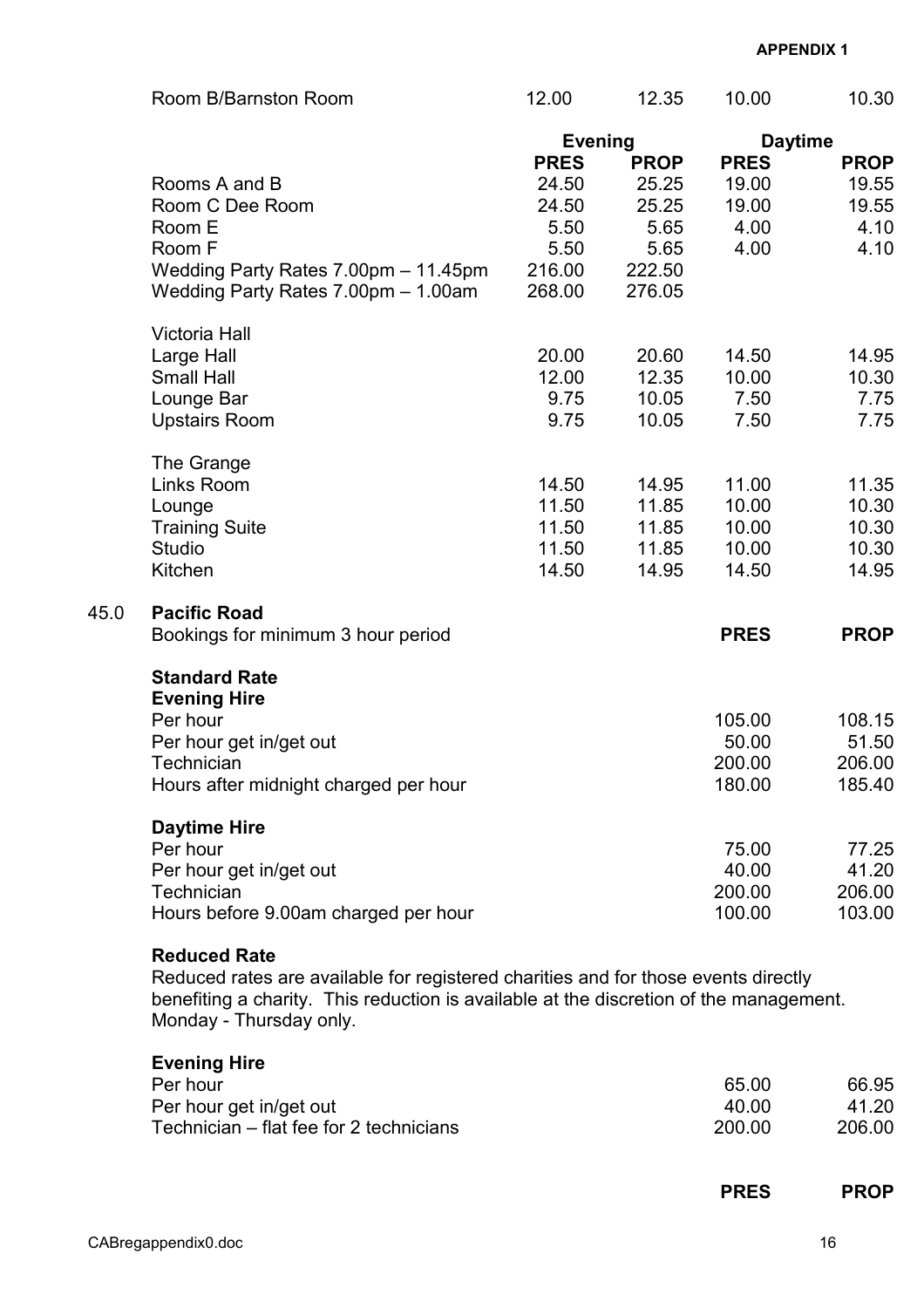APPENDIX 1

| | Evening | | Daytime | |
|---|---|---|---|---|
| | PRES | PROP | PRES | PROP |
| Room B/Barnston Room | 12.00 | 12.35 | 10.00 | 10.30 |
| Rooms A and B | 24.50 | 25.25 | 19.00 | 19.55 |
| Room C Dee Room | 24.50 | 25.25 | 19.00 | 19.55 |
| Room E | 5.50 | 5.65 | 4.00 | 4.10 |
| Room F | 5.50 | 5.65 | 4.00 | 4.10 |
| Wedding Party Rates 7.00pm – 11.45pm | 216.00 | 222.50 | | |
| Wedding Party Rates 7.00pm – 1.00am | 268.00 | 276.05 | | |
| **Victoria Hall** | | | | |
| Large Hall | 20.00 | 20.60 | 14.50 | 14.95 |
| Small Hall | 12.00 | 12.35 | 10.00 | 10.30 |
| Lounge Bar | 9.75 | 10.05 | 7.50 | 7.75 |
| Upstairs Room | 9.75 | 10.05 | 7.50 | 7.75 |
| **The Grange** | | | | |
| Links Room | 14.50 | 14.95 | 11.00 | 11.35 |
| Lounge | 11.50 | 11.85 | 10.00 | 10.30 |
| Training Suite | 11.50 | 11.85 | 10.00 | 10.30 |
| Studio | 11.50 | 11.85 | 10.00 | 10.30 |
| Kitchen | 14.50 | 14.95 | 14.50 | 14.95 |

## 45.0 Pacific Road

Bookings for minimum 3 hour period

| | PRES | PROP |
|---|---|---|
| **Standard Rate** | | |
| **Evening Hire** | | |
| Per hour | 105.00 | 108.15 |
| Per hour get in/get out | 50.00 | 51.50 |
| Technician | 200.00 | 206.00 |
| Hours after midnight charged per hour | 180.00 | 185.40 |
| **Daytime Hire** | | |
| Per hour | 75.00 | 77.25 |
| Per hour get in/get out | 40.00 | 41.20 |
| Technician | 200.00 | 206.00 |
| Hours before 9.00am charged per hour | 100.00 | 103.00 |

**Reduced Rate**

Reduced rates are available for registered charities and for those events directly benefiting a charity. This reduction is available at the discretion of the management. Monday - Thursday only.

| | PRES | PROP |
|---|---|---|
| **Evening Hire** | | |
| Per hour | 65.00 | 66.95 |
| Per hour get in/get out | 40.00 | 41.20 |
| Technician – flat fee for 2 technicians | 200.00 | 206.00 |

| PRES | PROP |
|---|---|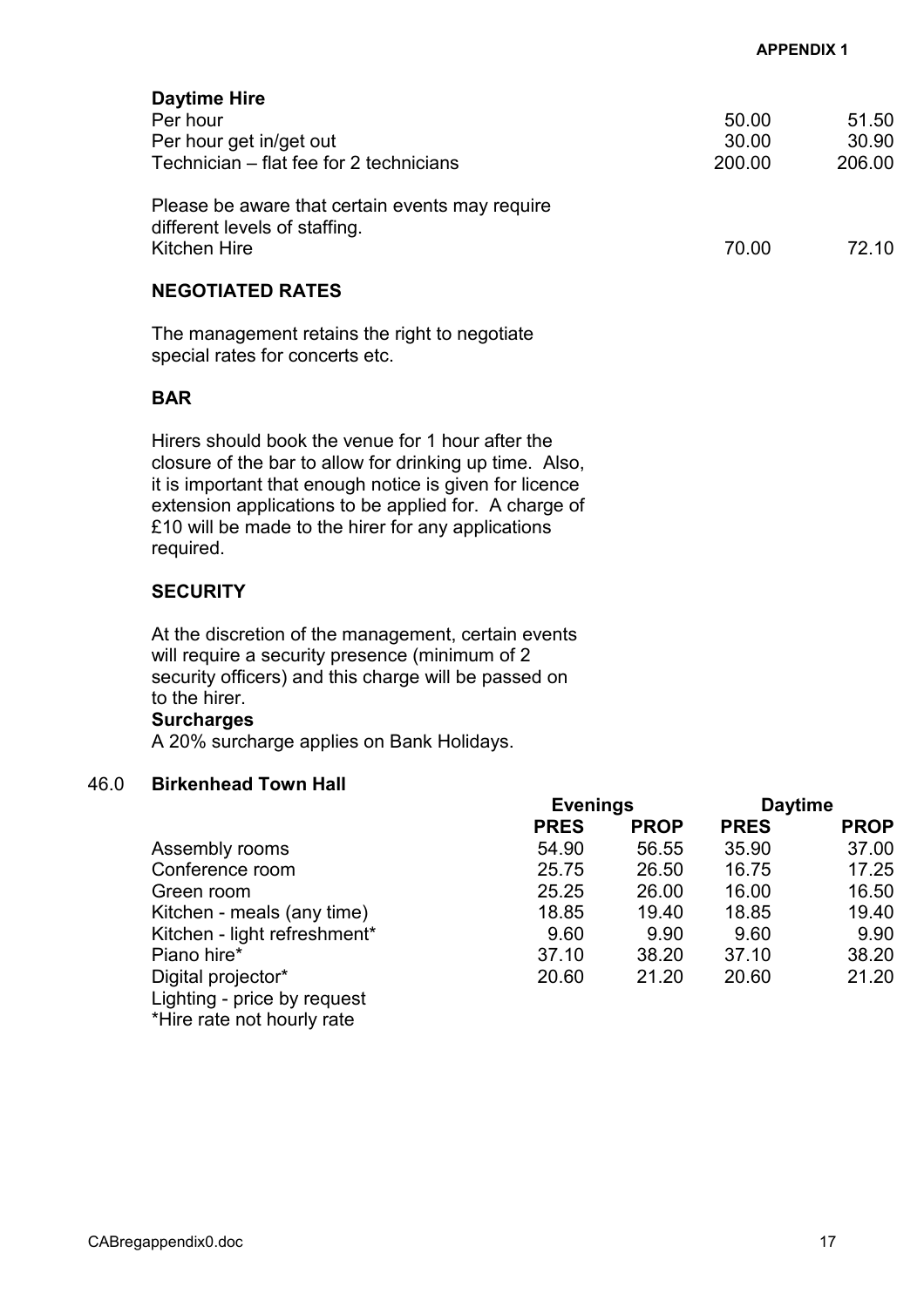**APPENDIX 1**

**Daytime Hire**

| | | |
|---|---|---|
| Per hour | 50.00 | 51.50 |
| Per hour get in/get out | 30.00 | 30.90 |
| Technician – flat fee for 2 technicians | 200.00 | 206.00 |
| Please be aware that certain events may require different levels of staffing. | | |
| Kitchen Hire | 70.00 | 72.10 |

**NEGOTIATED RATES**

The management retains the right to negotiate special rates for concerts etc.

**BAR**

Hirers should book the venue for 1 hour after the closure of the bar to allow for drinking up time. Also, it is important that enough notice is given for licence extension applications to be applied for. A charge of £10 will be made to the hirer for any applications required.

**SECURITY**

At the discretion of the management, certain events will require a security presence (minimum of 2 security officers) and this charge will be passed on to the hirer.

**Surcharges**

A 20% surcharge applies on Bank Holidays.

## 46.0 Birkenhead Town Hall

| | Evenings | | Daytime | |
|---|---|---|---|---|
| | **PRES** | **PROP** | **PRES** | **PROP** |
| Assembly rooms | 54.90 | 56.55 | 35.90 | 37.00 |
| Conference room | 25.75 | 26.50 | 16.75 | 17.25 |
| Green room | 25.25 | 26.00 | 16.00 | 16.50 |
| Kitchen - meals (any time) | 18.85 | 19.40 | 18.85 | 19.40 |
| Kitchen - light refreshment* | 9.60 | 9.90 | 9.60 | 9.90 |
| Piano hire* | 37.10 | 38.20 | 37.10 | 38.20 |
| Digital projector* | 20.60 | 21.20 | 20.60 | 21.20 |
| Lighting - price by request | | | | |

*Hire rate not hourly rate

CABregappendix0.doc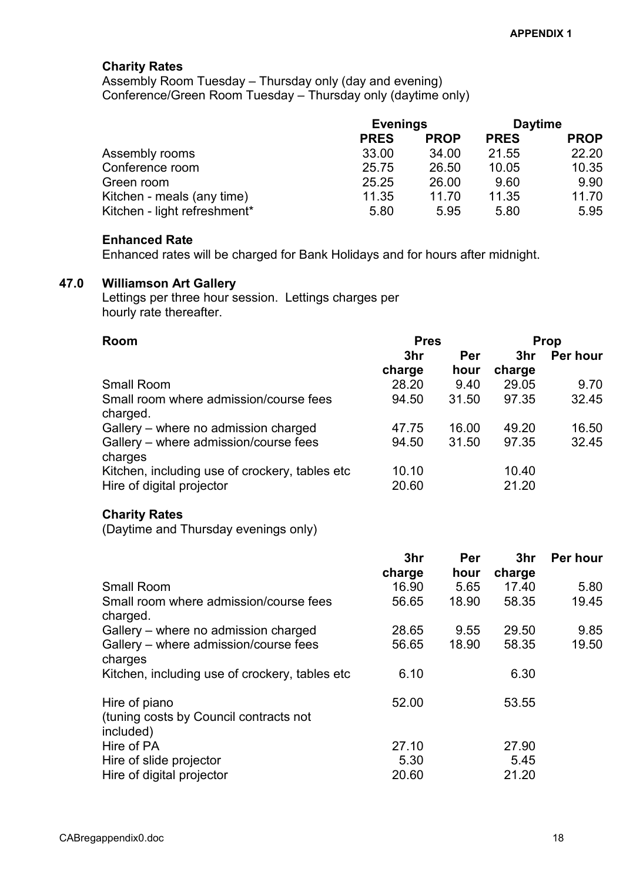**APPENDIX 1**

**Charity Rates**

Assembly Room Tuesday – Thursday only (day and evening)
Conference/Green Room Tuesday – Thursday only (daytime only)

| | Evenings | | Daytime | |
|---|---|---|---|---|
| | **PRES** | **PROP** | **PRES** | **PROP** |
| Assembly rooms | 33.00 | 34.00 | 21.55 | 22.20 |
| Conference room | 25.75 | 26.50 | 10.05 | 10.35 |
| Green room | 25.25 | 26.00 | 9.60 | 9.90 |
| Kitchen - meals (any time) | 11.35 | 11.70 | 11.35 | 11.70 |
| Kitchen - light refreshment* | 5.80 | 5.95 | 5.80 | 5.95 |

**Enhanced Rate**

Enhanced rates will be charged for Bank Holidays and for hours after midnight.

## 47.0 Williamson Art Gallery

Lettings per three hour session. Lettings charges per hourly rate thereafter.

| Room | Pres | | Prop | |
|---|---|---|---|---|
| | 3hr charge | Per hour | 3hr charge | Per hour |
| Small Room | 28.20 | 9.40 | 29.05 | 9.70 |
| Small room where admission/course fees charged. | 94.50 | 31.50 | 97.35 | 32.45 |
| Gallery – where no admission charged | 47.75 | 16.00 | 49.20 | 16.50 |
| Gallery – where admission/course fees charges | 94.50 | 31.50 | 97.35 | 32.45 |
| Kitchen, including use of crockery, tables etc | 10.10 | | 10.40 | |
| Hire of digital projector | 20.60 | | 21.20 | |

**Charity Rates**

(Daytime and Thursday evenings only)

| | 3hr charge | Per hour | 3hr charge | Per hour |
|---|---|---|---|---|
| Small Room | 16.90 | 5.65 | 17.40 | 5.80 |
| Small room where admission/course fees charged. | 56.65 | 18.90 | 58.35 | 19.45 |
| Gallery – where no admission charged | 28.65 | 9.55 | 29.50 | 9.85 |
| Gallery – where admission/course fees charges | 56.65 | 18.90 | 58.35 | 19.50 |
| Kitchen, including use of crockery, tables etc | 6.10 | | 6.30 | |
| Hire of piano (tuning costs by Council contracts not included) | 52.00 | | 53.55 | |
| Hire of PA | 27.10 | | 27.90 | |
| Hire of slide projector | 5.30 | | 5.45 | |
| Hire of digital projector | 20.60 | | 21.20 | |

CABregappendix0.doc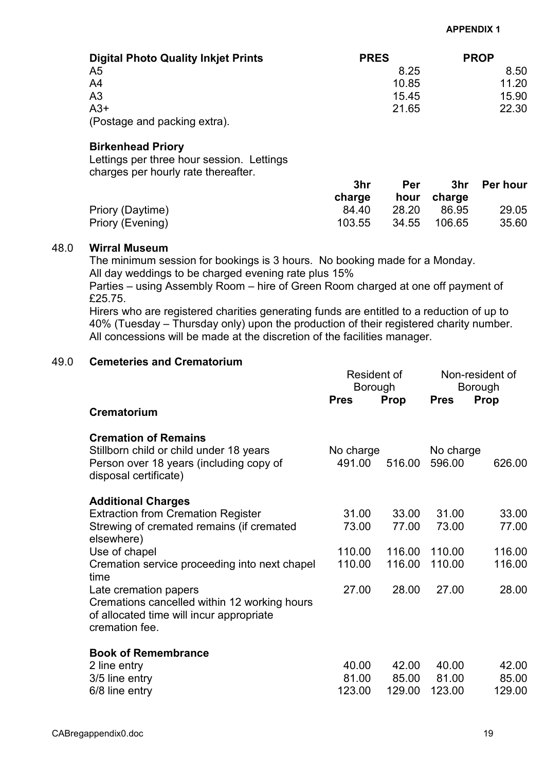**APPENDIX 1**

| **Digital Photo Quality Inkjet Prints** | **PRES** | **PROP** |
|---|---|---|
| A5 | 8.25 | 8.50 |
| A4 | 10.85 | 11.20 |
| A3 | 15.45 | 15.90 |
| A3+ | 21.65 | 22.30 |

(Postage and packing extra).

**Birkenhead Priory**

Lettings per three hour session. Lettings charges per hourly rate thereafter.

| | 3hr charge | Per hour | 3hr charge | Per hour |
|---|---|---|---|---|
| Priory (Daytime) | 84.40 | 28.20 | 86.95 | 29.05 |
| Priory (Evening) | 103.55 | 34.55 | 106.65 | 35.60 |

## 48.0 Wirral Museum

The minimum session for bookings is 3 hours. No booking made for a Monday.
All day weddings to be charged evening rate plus 15%
Parties – using Assembly Room – hire of Green Room charged at one off payment of £25.75.
Hirers who are registered charities generating funds are entitled to a reduction of up to 40% (Tuesday – Thursday only) upon the production of their registered charity number. All concessions will be made at the discretion of the facilities manager.

## 49.0 Cemeteries and Crematorium

| | Resident of Borough | | Non-resident of Borough | |
|---|---|---|---|---|
| | **Pres** | **Prop** | **Pres** | **Prop** |
| **Crematorium** | | | | |
| **Cremation of Remains** | | | | |
| Stillborn child or child under 18 years | No charge | | No charge | |
| Person over 18 years (including copy of disposal certificate) | 491.00 | 516.00 | 596.00 | 626.00 |
| **Additional Charges** | | | | |
| Extraction from Cremation Register | 31.00 | 33.00 | 31.00 | 33.00 |
| Strewing of cremated remains (if cremated elsewhere) | 73.00 | 77.00 | 73.00 | 77.00 |
| Use of chapel | 110.00 | 116.00 | 110.00 | 116.00 |
| Cremation service proceeding into next chapel time | 110.00 | 116.00 | 110.00 | 116.00 |
| Late cremation papers | 27.00 | 28.00 | 27.00 | 28.00 |
| Cremations cancelled within 12 working hours of allocated time will incur appropriate cremation fee. | | | | |
| **Book of Remembrance** | | | | |
| 2 line entry | 40.00 | 42.00 | 40.00 | 42.00 |
| 3/5 line entry | 81.00 | 85.00 | 81.00 | 85.00 |
| 6/8 line entry | 123.00 | 129.00 | 123.00 | 129.00 |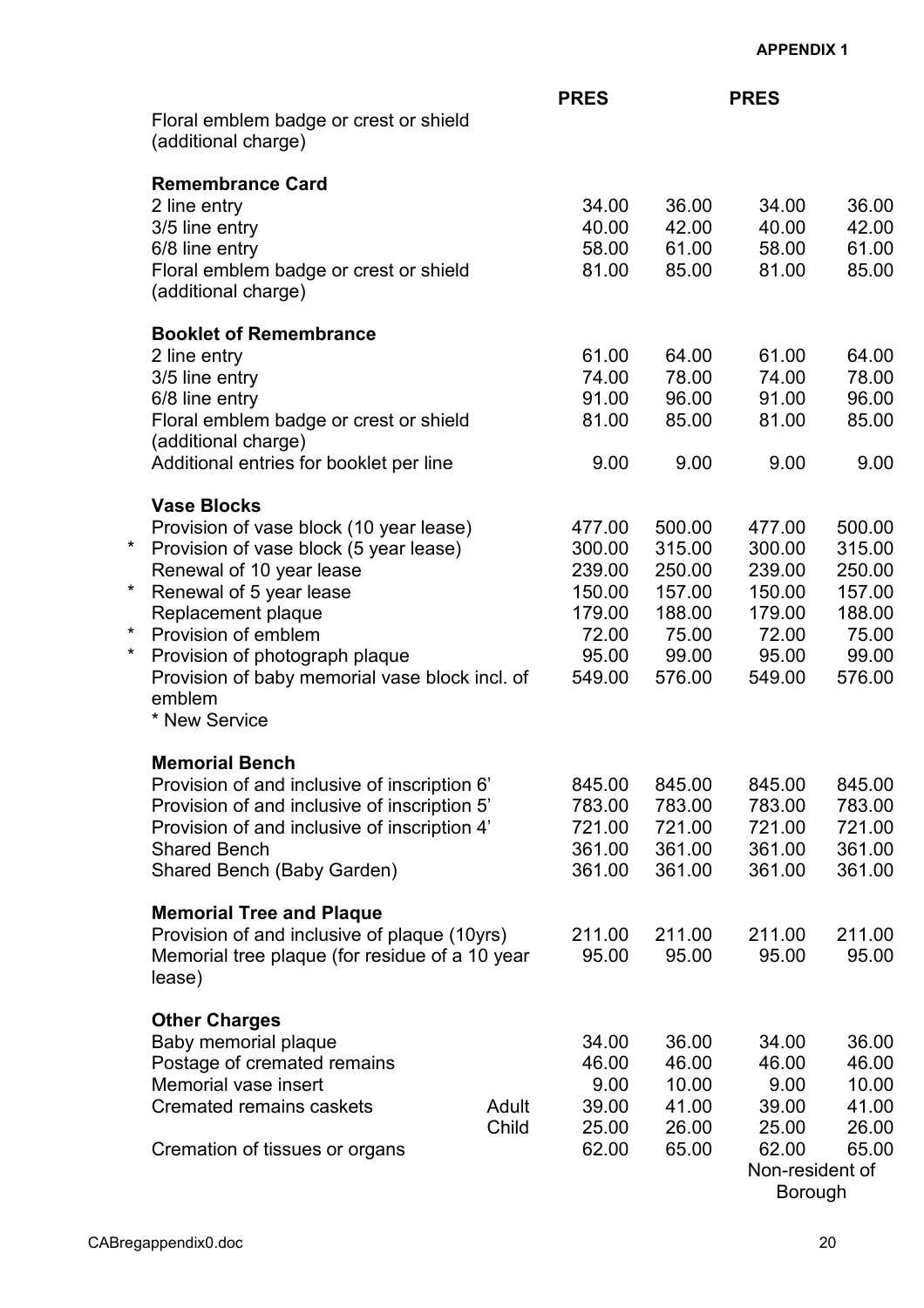**APPENDIX 1**

| | | PRES | | PRES | |
|---|---|---|---|---|---|
| Floral emblem badge or crest or shield (additional charge) | | | | | |
| **Remembrance Card** | | | | | |
| 2 line entry | | 34.00 | 36.00 | 34.00 | 36.00 |
| 3/5 line entry | | 40.00 | 42.00 | 40.00 | 42.00 |
| 6/8 line entry | | 58.00 | 61.00 | 58.00 | 61.00 |
| Floral emblem badge or crest or shield (additional charge) | | 81.00 | 85.00 | 81.00 | 85.00 |
| **Booklet of Remembrance** | | | | | |
| 2 line entry | | 61.00 | 64.00 | 61.00 | 64.00 |
| 3/5 line entry | | 74.00 | 78.00 | 74.00 | 78.00 |
| 6/8 line entry | | 91.00 | 96.00 | 91.00 | 96.00 |
| Floral emblem badge or crest or shield (additional charge) | | 81.00 | 85.00 | 81.00 | 85.00 |
| Additional entries for booklet per line | | 9.00 | 9.00 | 9.00 | 9.00 |
| **Vase Blocks** | | | | | |
| Provision of vase block (10 year lease) | | 477.00 | 500.00 | 477.00 | 500.00 |
| * Provision of vase block (5 year lease) | | 300.00 | 315.00 | 300.00 | 315.00 |
| Renewal of 10 year lease | | 239.00 | 250.00 | 239.00 | 250.00 |
| * Renewal of 5 year lease | | 150.00 | 157.00 | 150.00 | 157.00 |
| Replacement plaque | | 179.00 | 188.00 | 179.00 | 188.00 |
| * Provision of emblem | | 72.00 | 75.00 | 72.00 | 75.00 |
| * Provision of photograph plaque | | 95.00 | 99.00 | 95.00 | 99.00 |
| Provision of baby memorial vase block incl. of emblem | | 549.00 | 576.00 | 549.00 | 576.00 |
| * New Service | | | | | |
| **Memorial Bench** | | | | | |
| Provision of and inclusive of inscription 6' | | 845.00 | 845.00 | 845.00 | 845.00 |
| Provision of and inclusive of inscription 5' | | 783.00 | 783.00 | 783.00 | 783.00 |
| Provision of and inclusive of inscription 4' | | 721.00 | 721.00 | 721.00 | 721.00 |
| Shared Bench | | 361.00 | 361.00 | 361.00 | 361.00 |
| Shared Bench (Baby Garden) | | 361.00 | 361.00 | 361.00 | 361.00 |
| **Memorial Tree and Plaque** | | | | | |
| Provision of and inclusive of plaque (10yrs) | | 211.00 | 211.00 | 211.00 | 211.00 |
| Memorial tree plaque (for residue of a 10 year lease) | | 95.00 | 95.00 | 95.00 | 95.00 |
| **Other Charges** | | | | | |
| Baby memorial plaque | | 34.00 | 36.00 | 34.00 | 36.00 |
| Postage of cremated remains | | 46.00 | 46.00 | 46.00 | 46.00 |
| Memorial vase insert | | 9.00 | 10.00 | 9.00 | 10.00 |
| Cremated remains caskets | Adult | 39.00 | 41.00 | 39.00 | 41.00 |
| | Child | 25.00 | 26.00 | 25.00 | 26.00 |
| Cremation of tissues or organs | | 62.00 | 65.00 | 62.00 | 65.00 |
| | | | | Non-resident of Borough | |

CABregappendix0.doc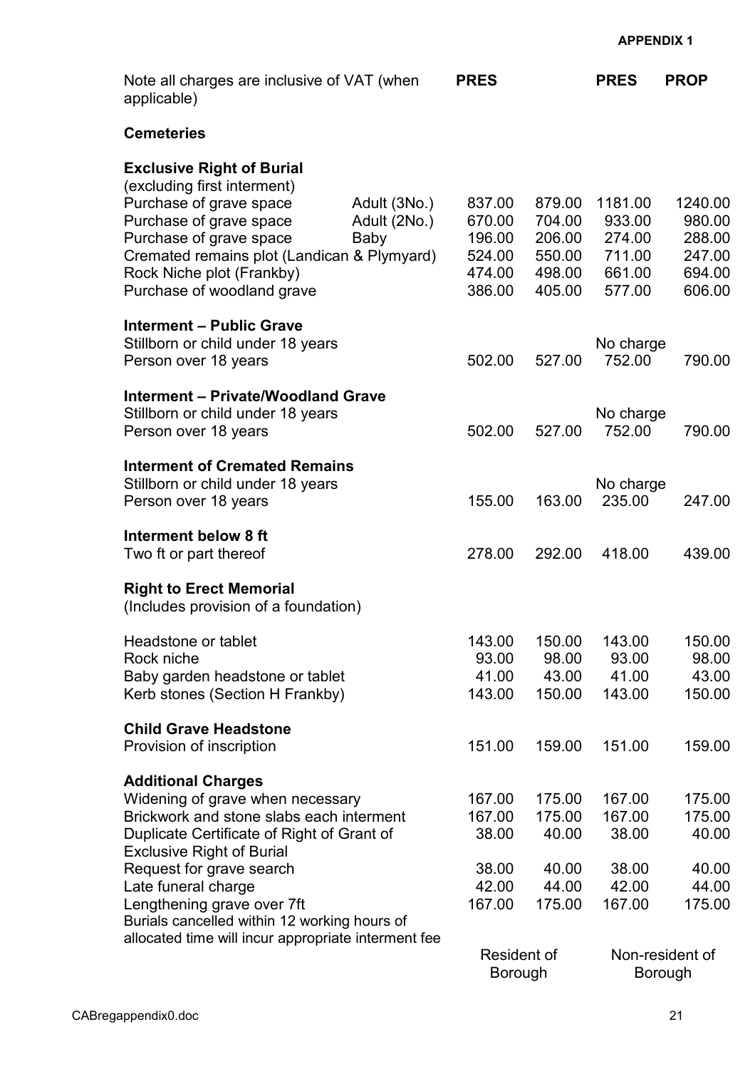**APPENDIX 1**

| Note all charges are inclusive of VAT (when applicable) | | PRES | | PRES | PROP |
|---|---|---|---|---|---|
| **Cemeteries** | | | | | |
| **Exclusive Right of Burial** (excluding first interment) | | | | | |
| Purchase of grave space | Adult (3No.) | 837.00 | 879.00 | 1181.00 | 1240.00 |
| Purchase of grave space | Adult (2No.) | 670.00 | 704.00 | 933.00 | 980.00 |
| Purchase of grave space | Baby | 196.00 | 206.00 | 274.00 | 288.00 |
| Cremated remains plot (Landican & Plymyard) | | 524.00 | 550.00 | 711.00 | 247.00 |
| Rock Niche plot (Frankby) | | 474.00 | 498.00 | 661.00 | 694.00 |
| Purchase of woodland grave | | 386.00 | 405.00 | 577.00 | 606.00 |
| **Interment – Public Grave** | | | | | |
| Stillborn or child under 18 years | | | | No charge | |
| Person over 18 years | | 502.00 | 527.00 | 752.00 | 790.00 |
| **Interment – Private/Woodland Grave** | | | | | |
| Stillborn or child under 18 years | | | | No charge | |
| Person over 18 years | | 502.00 | 527.00 | 752.00 | 790.00 |
| **Interment of Cremated Remains** | | | | | |
| Stillborn or child under 18 years | | | | No charge | |
| Person over 18 years | | 155.00 | 163.00 | 235.00 | 247.00 |
| **Interment below 8 ft** | | | | | |
| Two ft or part thereof | | 278.00 | 292.00 | 418.00 | 439.00 |
| **Right to Erect Memorial** (Includes provision of a foundation) | | | | | |
| Headstone or tablet | | 143.00 | 150.00 | 143.00 | 150.00 |
| Rock niche | | 93.00 | 98.00 | 93.00 | 98.00 |
| Baby garden headstone or tablet | | 41.00 | 43.00 | 41.00 | 43.00 |
| Kerb stones (Section H Frankby) | | 143.00 | 150.00 | 143.00 | 150.00 |
| **Child Grave Headstone** | | | | | |
| Provision of inscription | | 151.00 | 159.00 | 151.00 | 159.00 |
| **Additional Charges** | | | | | |
| Widening of grave when necessary | | 167.00 | 175.00 | 167.00 | 175.00 |
| Brickwork and stone slabs each interment | | 167.00 | 175.00 | 167.00 | 175.00 |
| Duplicate Certificate of Right of Grant of Exclusive Right of Burial | | 38.00 | 40.00 | 38.00 | 40.00 |
| Request for grave search | | 38.00 | 40.00 | 38.00 | 40.00 |
| Late funeral charge | | 42.00 | 44.00 | 42.00 | 44.00 |
| Lengthening grave over 7ft | | 167.00 | 175.00 | 167.00 | 175.00 |
| Burials cancelled within 12 working hours of allocated time will incur appropriate interment fee | | | | | |
| | | Resident of Borough | | Non-resident of Borough | |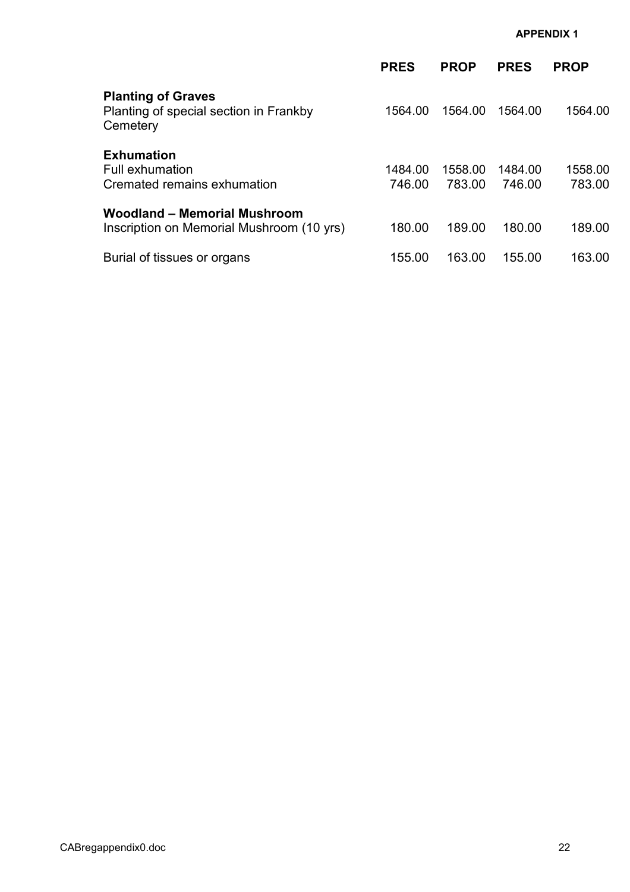**APPENDIX 1**

| | PRES | PROP | PRES | PROP |
|---|---|---|---|---|
| **Planting of Graves** | | | | |
| Planting of special section in Frankby Cemetery | 1564.00 | 1564.00 | 1564.00 | 1564.00 |
| **Exhumation** | | | | |
| Full exhumation | 1484.00 | 1558.00 | 1484.00 | 1558.00 |
| Cremated remains exhumation | 746.00 | 783.00 | 746.00 | 783.00 |
| **Woodland – Memorial Mushroom** | | | | |
| Inscription on Memorial Mushroom (10 yrs) | 180.00 | 189.00 | 180.00 | 189.00 |
| Burial of tissues or organs | 155.00 | 163.00 | 155.00 | 163.00 |

CABregappendix0.doc